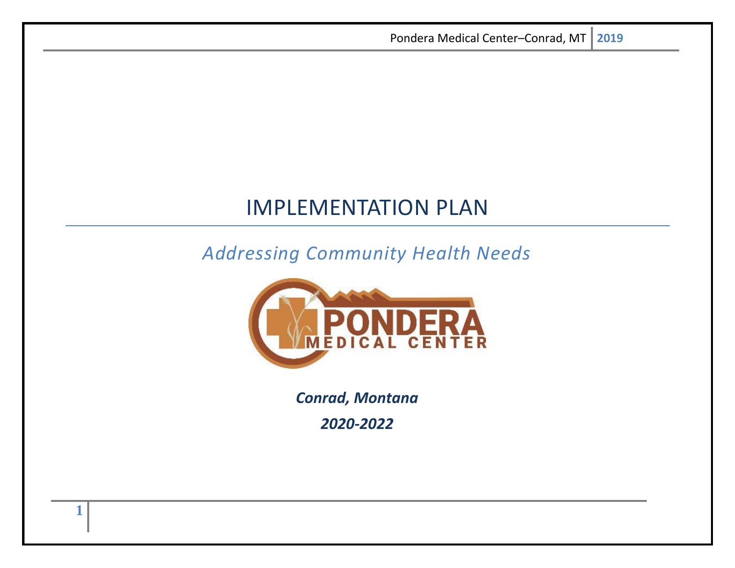# IMPLEMENTATION PLAN

*Addressing Community Health Needs*

***Conrad, Montana***

***2020-2022***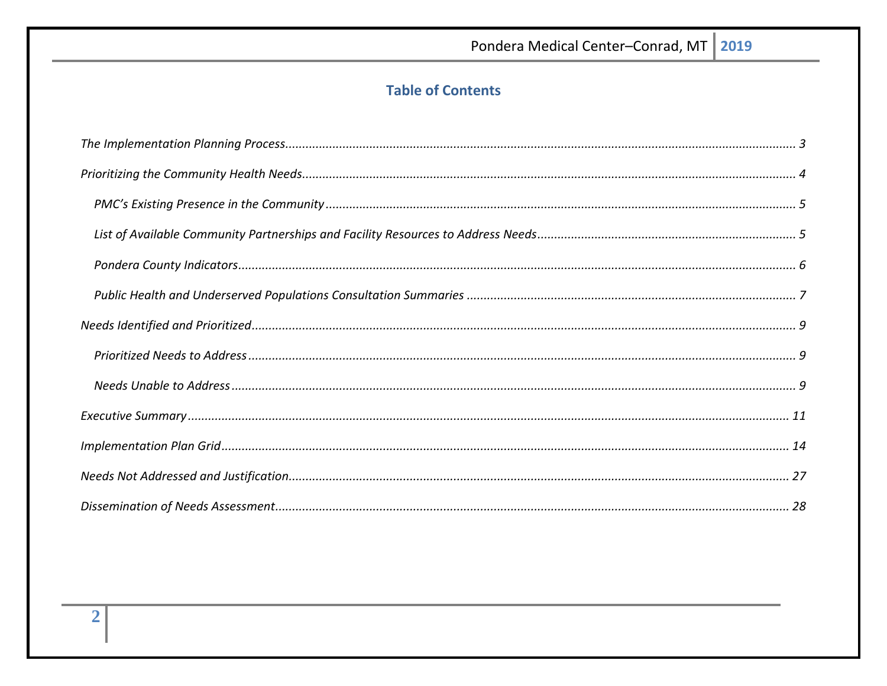## Table of Contents

*The Implementation Planning Process* ..... 3

*Prioritizing the Community Health Needs* ..... 4

- *PMC's Existing Presence in the Community* ..... 5
- *List of Available Community Partnerships and Facility Resources to Address Needs* ..... 5
- *Pondera County Indicators* ..... 6
- *Public Health and Underserved Populations Consultation Summaries* ..... 7

*Needs Identified and Prioritized* ..... 9

- *Prioritized Needs to Address* ..... 9
- *Needs Unable to Address* ..... 9

*Executive Summary* ..... 11

*Implementation Plan Grid* ..... 14

*Needs Not Addressed and Justification* ..... 27

*Dissemination of Needs Assessment* ..... 28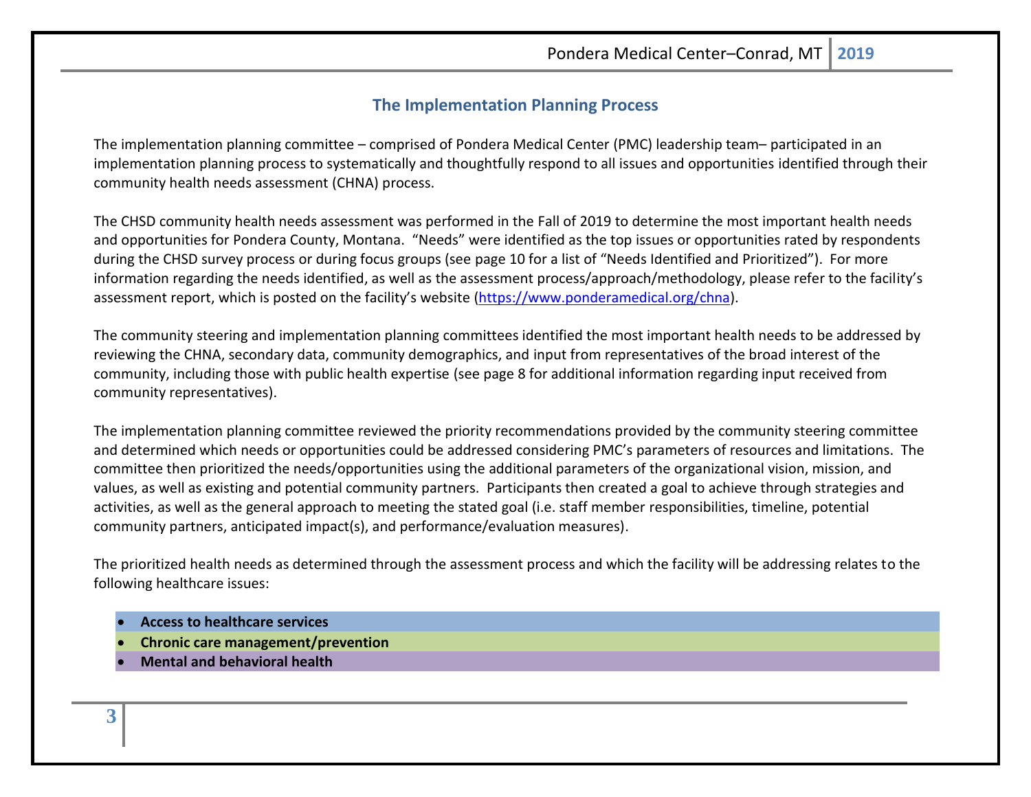## The Implementation Planning Process

The implementation planning committee – comprised of Pondera Medical Center (PMC) leadership team– participated in an implementation planning process to systematically and thoughtfully respond to all issues and opportunities identified through their community health needs assessment (CHNA) process.

The CHSD community health needs assessment was performed in the Fall of 2019 to determine the most important health needs and opportunities for Pondera County, Montana. "Needs" were identified as the top issues or opportunities rated by respondents during the CHSD survey process or during focus groups (see page 10 for a list of "Needs Identified and Prioritized"). For more information regarding the needs identified, as well as the assessment process/approach/methodology, please refer to the facility's assessment report, which is posted on the facility's website (https://www.ponderamedical.org/chna).

The community steering and implementation planning committees identified the most important health needs to be addressed by reviewing the CHNA, secondary data, community demographics, and input from representatives of the broad interest of the community, including those with public health expertise (see page 8 for additional information regarding input received from community representatives).

The implementation planning committee reviewed the priority recommendations provided by the community steering committee and determined which needs or opportunities could be addressed considering PMC's parameters of resources and limitations. The committee then prioritized the needs/opportunities using the additional parameters of the organizational vision, mission, and values, as well as existing and potential community partners. Participants then created a goal to achieve through strategies and activities, as well as the general approach to meeting the stated goal (i.e. staff member responsibilities, timeline, potential community partners, anticipated impact(s), and performance/evaluation measures).

The prioritized health needs as determined through the assessment process and which the facility will be addressing relates to the following healthcare issues:

- **Access to healthcare services**
- **Chronic care management/prevention**
- **Mental and behavioral health**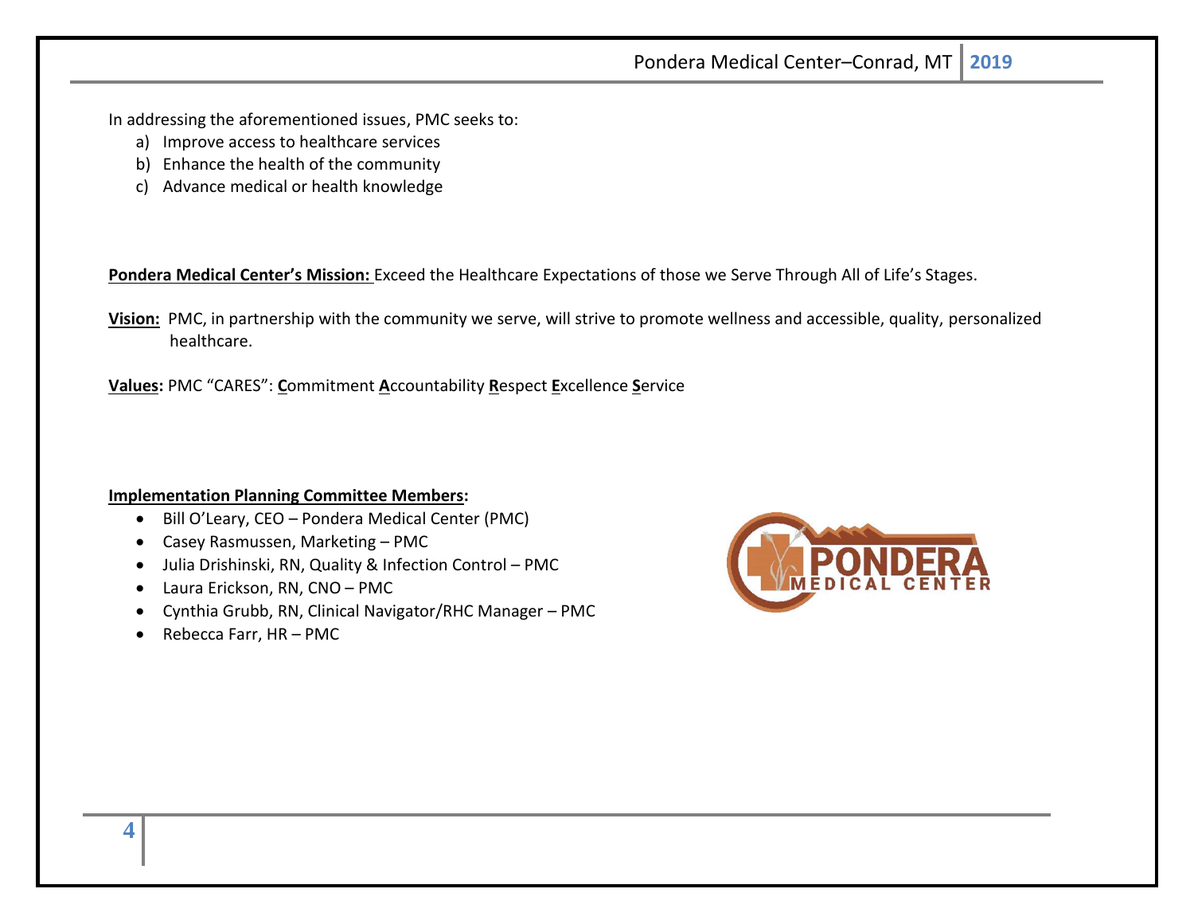In addressing the aforementioned issues, PMC seeks to:

a) Improve access to healthcare services
b) Enhance the health of the community
c) Advance medical or health knowledge

**Pondera Medical Center's Mission:** Exceed the Healthcare Expectations of those we Serve Through All of Life's Stages.

**Vision:** PMC, in partnership with the community we serve, will strive to promote wellness and accessible, quality, personalized healthcare.

**Values:** PMC "CARES": **C**ommitment **A**ccountability **R**espect **E**xcellence **S**ervice

**Implementation Planning Committee Members:**

- Bill O'Leary, CEO – Pondera Medical Center (PMC)
- Casey Rasmussen, Marketing – PMC
- Julia Drishinski, RN, Quality & Infection Control – PMC
- Laura Erickson, RN, CNO – PMC
- Cynthia Grubb, RN, Clinical Navigator/RHC Manager – PMC
- Rebecca Farr, HR – PMC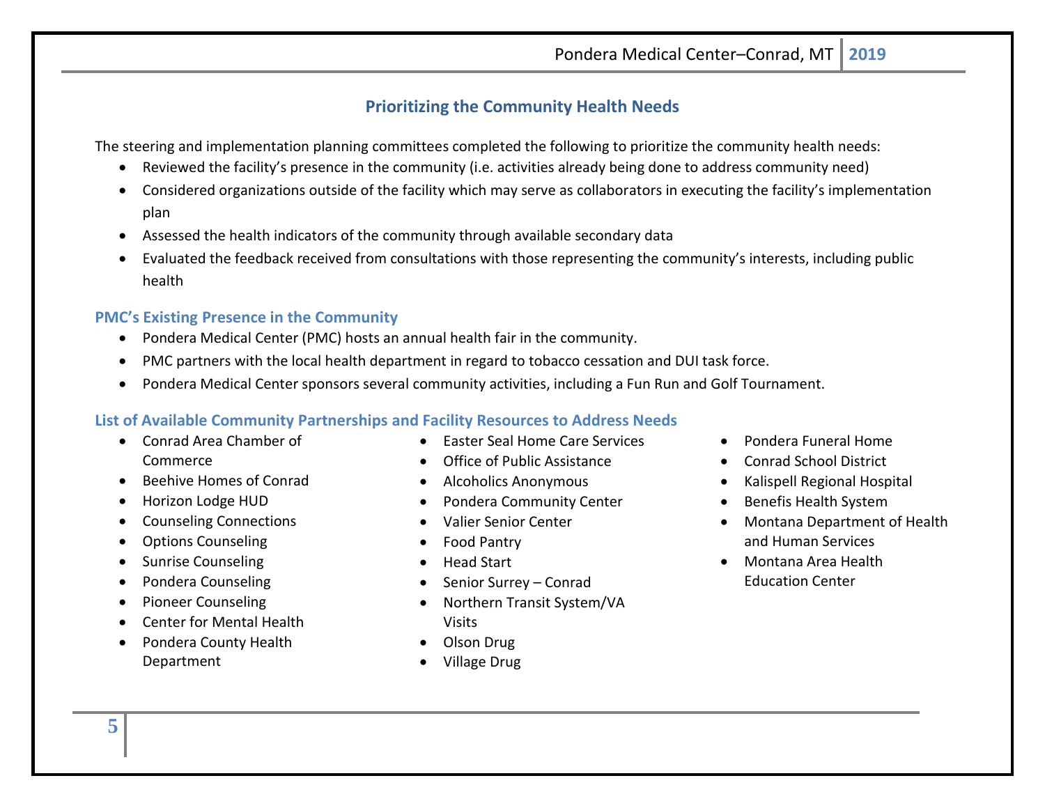## Prioritizing the Community Health Needs

The steering and implementation planning committees completed the following to prioritize the community health needs:

- Reviewed the facility's presence in the community (i.e. activities already being done to address community need)
- Considered organizations outside of the facility which may serve as collaborators in executing the facility's implementation plan
- Assessed the health indicators of the community through available secondary data
- Evaluated the feedback received from consultations with those representing the community's interests, including public health

### PMC's Existing Presence in the Community

- Pondera Medical Center (PMC) hosts an annual health fair in the community.
- PMC partners with the local health department in regard to tobacco cessation and DUI task force.
- Pondera Medical Center sponsors several community activities, including a Fun Run and Golf Tournament.

### List of Available Community Partnerships and Facility Resources to Address Needs

- Conrad Area Chamber of Commerce
- Beehive Homes of Conrad
- Horizon Lodge HUD
- Counseling Connections
- Options Counseling
- Sunrise Counseling
- Pondera Counseling
- Pioneer Counseling
- Center for Mental Health
- Pondera County Health Department
- Easter Seal Home Care Services
- Office of Public Assistance
- Alcoholics Anonymous
- Pondera Community Center
- Valier Senior Center
- Food Pantry
- Head Start
- Senior Surrey – Conrad
- Northern Transit System/VA Visits
- Olson Drug
- Village Drug
- Pondera Funeral Home
- Conrad School District
- Kalispell Regional Hospital
- Benefis Health System
- Montana Department of Health and Human Services
- Montana Area Health Education Center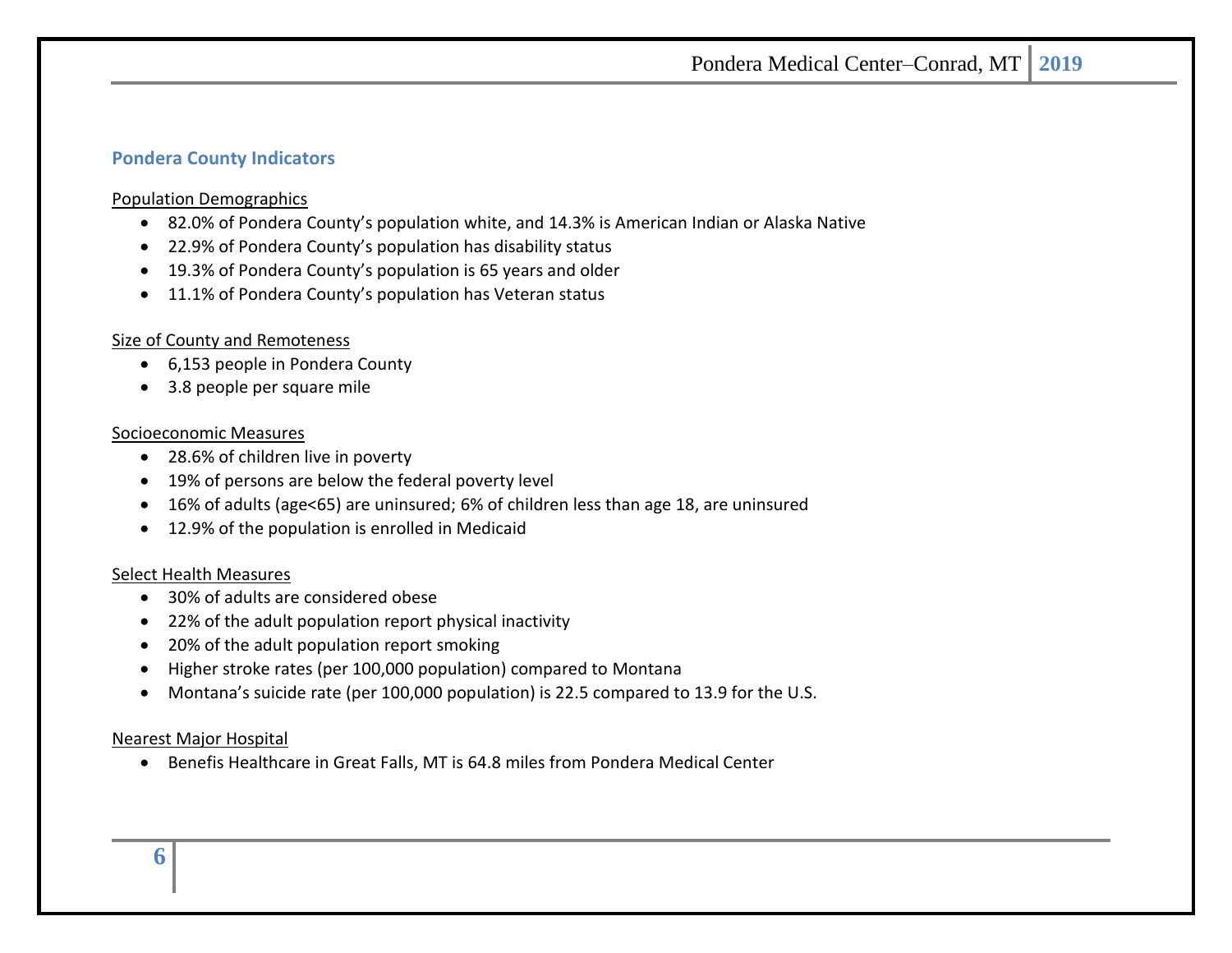## Pondera County Indicators

Population Demographics

- 82.0% of Pondera County's population white, and 14.3% is American Indian or Alaska Native
- 22.9% of Pondera County's population has disability status
- 19.3% of Pondera County's population is 65 years and older
- 11.1% of Pondera County's population has Veteran status

Size of County and Remoteness

- 6,153 people in Pondera County
- 3.8 people per square mile

Socioeconomic Measures

- 28.6% of children live in poverty
- 19% of persons are below the federal poverty level
- 16% of adults (age<65) are uninsured; 6% of children less than age 18, are uninsured
- 12.9% of the population is enrolled in Medicaid

Select Health Measures

- 30% of adults are considered obese
- 22% of the adult population report physical inactivity
- 20% of the adult population report smoking
- Higher stroke rates (per 100,000 population) compared to Montana
- Montana's suicide rate (per 100,000 population) is 22.5 compared to 13.9 for the U.S.

Nearest Major Hospital

- Benefis Healthcare in Great Falls, MT is 64.8 miles from Pondera Medical Center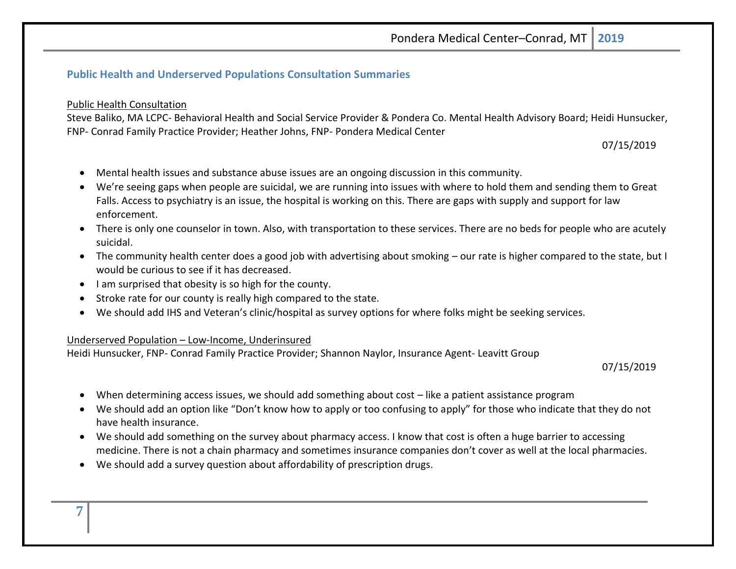## Public Health and Underserved Populations Consultation Summaries

<u>Public Health Consultation</u>

Steve Baliko, MA LCPC- Behavioral Health and Social Service Provider & Pondera Co. Mental Health Advisory Board; Heidi Hunsucker, FNP- Conrad Family Practice Provider; Heather Johns, FNP- Pondera Medical Center

07/15/2019

- Mental health issues and substance abuse issues are an ongoing discussion in this community.
- We're seeing gaps when people are suicidal, we are running into issues with where to hold them and sending them to Great Falls. Access to psychiatry is an issue, the hospital is working on this. There are gaps with supply and support for law enforcement.
- There is only one counselor in town. Also, with transportation to these services. There are no beds for people who are acutely suicidal.
- The community health center does a good job with advertising about smoking – our rate is higher compared to the state, but I would be curious to see if it has decreased.
- I am surprised that obesity is so high for the county.
- Stroke rate for our county is really high compared to the state.
- We should add IHS and Veteran's clinic/hospital as survey options for where folks might be seeking services.

<u>Underserved Population – Low-Income, Underinsured</u>

Heidi Hunsucker, FNP- Conrad Family Practice Provider; Shannon Naylor, Insurance Agent- Leavitt Group

07/15/2019

- When determining access issues, we should add something about cost – like a patient assistance program
- We should add an option like "Don't know how to apply or too confusing to apply" for those who indicate that they do not have health insurance.
- We should add something on the survey about pharmacy access. I know that cost is often a huge barrier to accessing medicine. There is not a chain pharmacy and sometimes insurance companies don't cover as well at the local pharmacies.
- We should add a survey question about affordability of prescription drugs.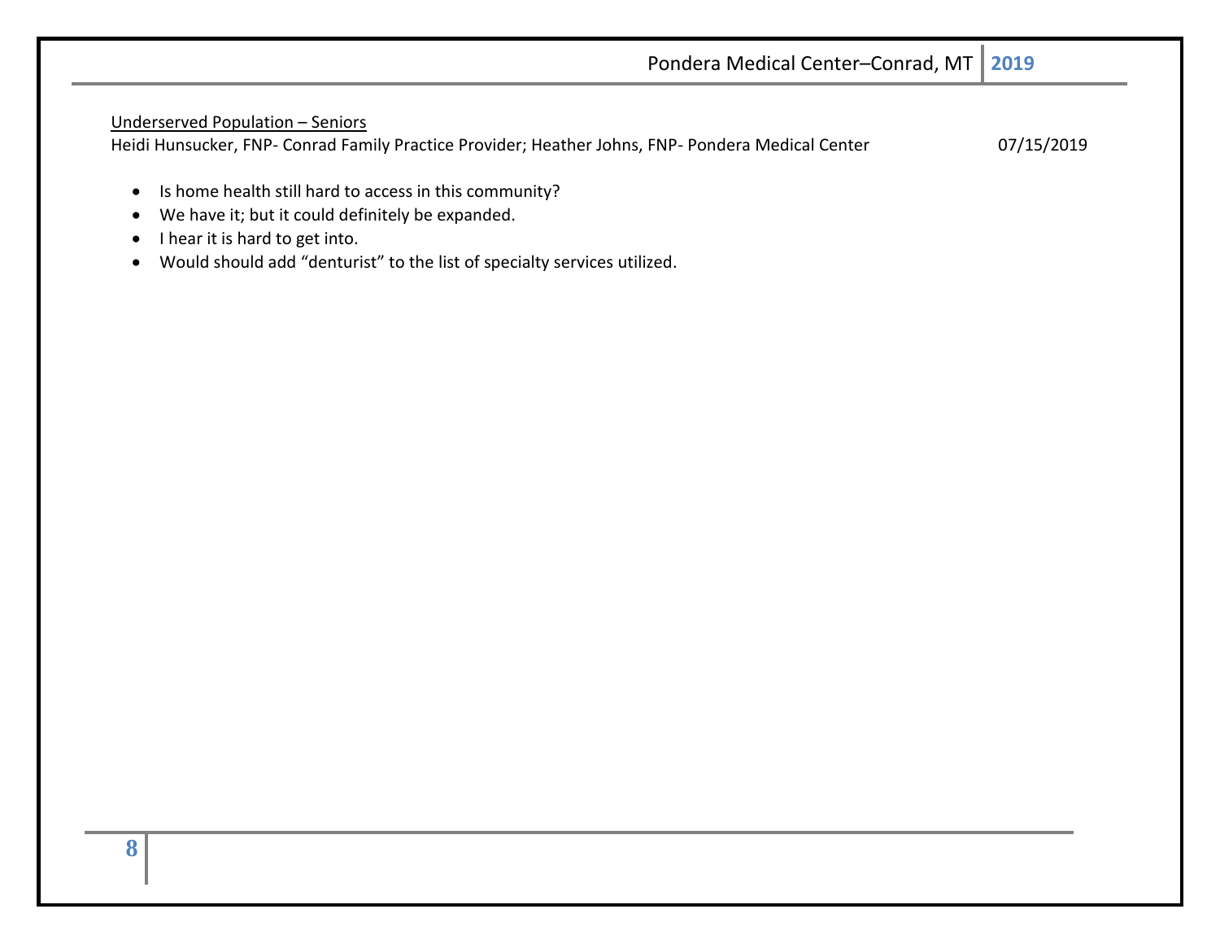Underserved Population – Seniors

Heidi Hunsucker, FNP- Conrad Family Practice Provider; Heather Johns, FNP- Pondera Medical Center 07/15/2019

- Is home health still hard to access in this community?
- We have it; but it could definitely be expanded.
- I hear it is hard to get into.
- Would should add "denturist" to the list of specialty services utilized.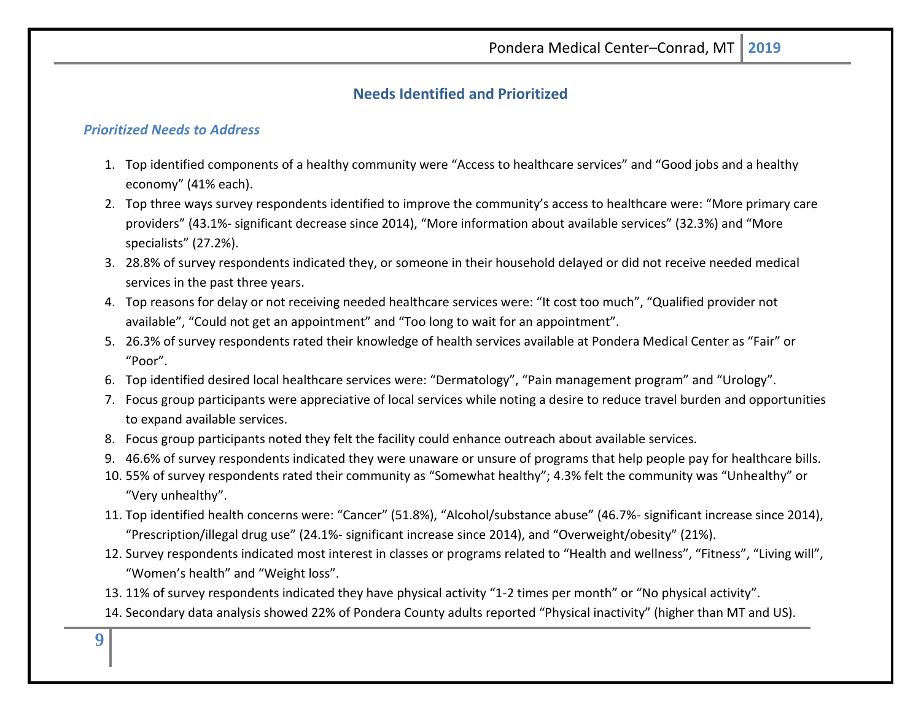## Needs Identified and Prioritized

### *Prioritized Needs to Address*

1. Top identified components of a healthy community were "Access to healthcare services" and "Good jobs and a healthy economy" (41% each).
2. Top three ways survey respondents identified to improve the community's access to healthcare were: "More primary care providers" (43.1%- significant decrease since 2014), "More information about available services" (32.3%) and "More specialists" (27.2%).
3. 28.8% of survey respondents indicated they, or someone in their household delayed or did not receive needed medical services in the past three years.
4. Top reasons for delay or not receiving needed healthcare services were: "It cost too much", "Qualified provider not available", "Could not get an appointment" and "Too long to wait for an appointment".
5. 26.3% of survey respondents rated their knowledge of health services available at Pondera Medical Center as "Fair" or "Poor".
6. Top identified desired local healthcare services were: "Dermatology", "Pain management program" and "Urology".
7. Focus group participants were appreciative of local services while noting a desire to reduce travel burden and opportunities to expand available services.
8. Focus group participants noted they felt the facility could enhance outreach about available services.
9. 46.6% of survey respondents indicated they were unaware or unsure of programs that help people pay for healthcare bills.
10. 55% of survey respondents rated their community as "Somewhat healthy"; 4.3% felt the community was "Unhealthy" or "Very unhealthy".
11. Top identified health concerns were: "Cancer" (51.8%), "Alcohol/substance abuse" (46.7%- significant increase since 2014), "Prescription/illegal drug use" (24.1%- significant increase since 2014), and "Overweight/obesity" (21%).
12. Survey respondents indicated most interest in classes or programs related to "Health and wellness", "Fitness", "Living will", "Women's health" and "Weight loss".
13. 11% of survey respondents indicated they have physical activity "1-2 times per month" or "No physical activity".
14. Secondary data analysis showed 22% of Pondera County adults reported "Physical inactivity" (higher than MT and US).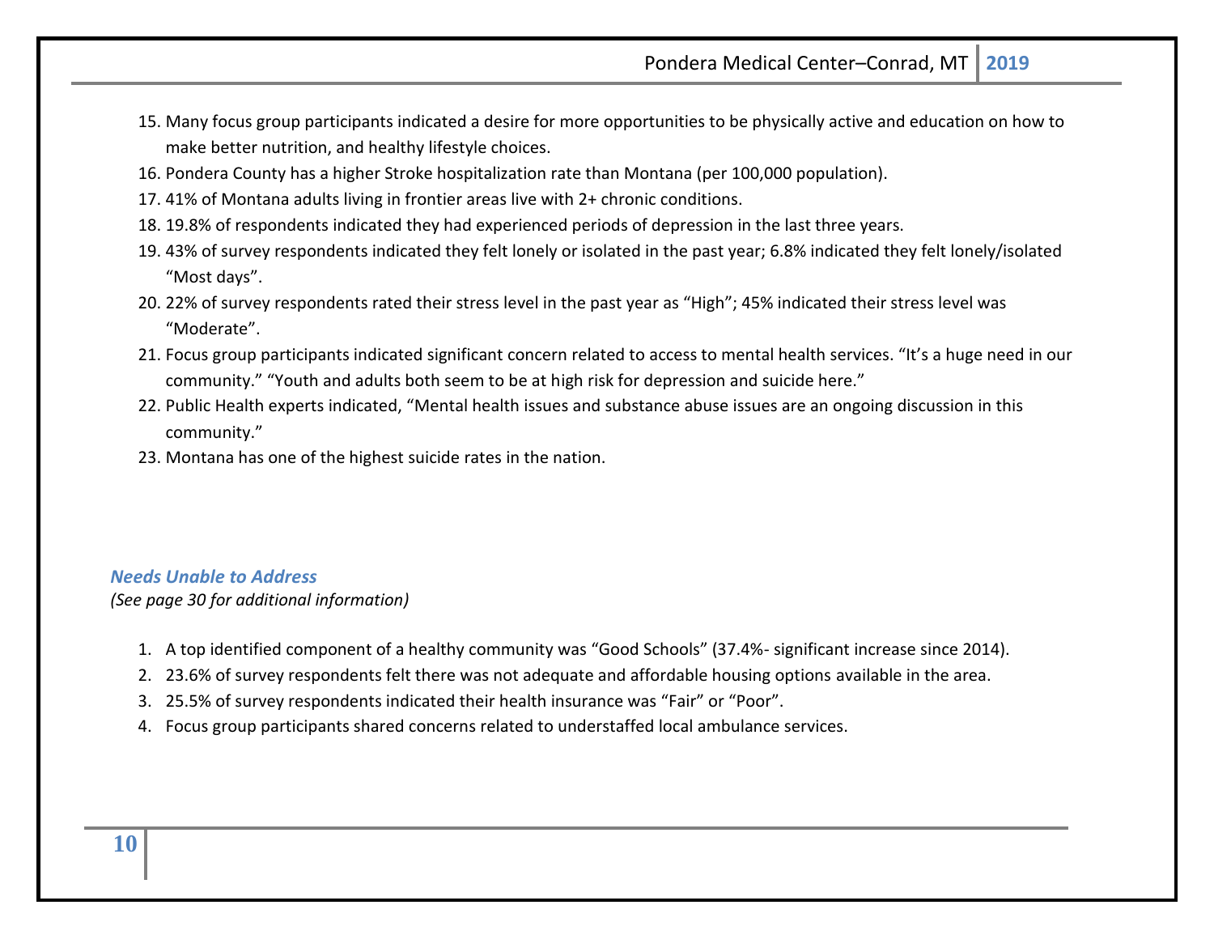15. Many focus group participants indicated a desire for more opportunities to be physically active and education on how to make better nutrition, and healthy lifestyle choices.
16. Pondera County has a higher Stroke hospitalization rate than Montana (per 100,000 population).
17. 41% of Montana adults living in frontier areas live with 2+ chronic conditions.
18. 19.8% of respondents indicated they had experienced periods of depression in the last three years.
19. 43% of survey respondents indicated they felt lonely or isolated in the past year; 6.8% indicated they felt lonely/isolated "Most days".
20. 22% of survey respondents rated their stress level in the past year as "High"; 45% indicated their stress level was "Moderate".
21. Focus group participants indicated significant concern related to access to mental health services. "It's a huge need in our community." "Youth and adults both seem to be at high risk for depression and suicide here."
22. Public Health experts indicated, "Mental health issues and substance abuse issues are an ongoing discussion in this community."
23. Montana has one of the highest suicide rates in the nation.

### *Needs Unable to Address*

*(See page 30 for additional information)*

1. A top identified component of a healthy community was "Good Schools" (37.4%- significant increase since 2014).
2. 23.6% of survey respondents felt there was not adequate and affordable housing options available in the area.
3. 25.5% of survey respondents indicated their health insurance was "Fair" or "Poor".
4. Focus group participants shared concerns related to understaffed local ambulance services.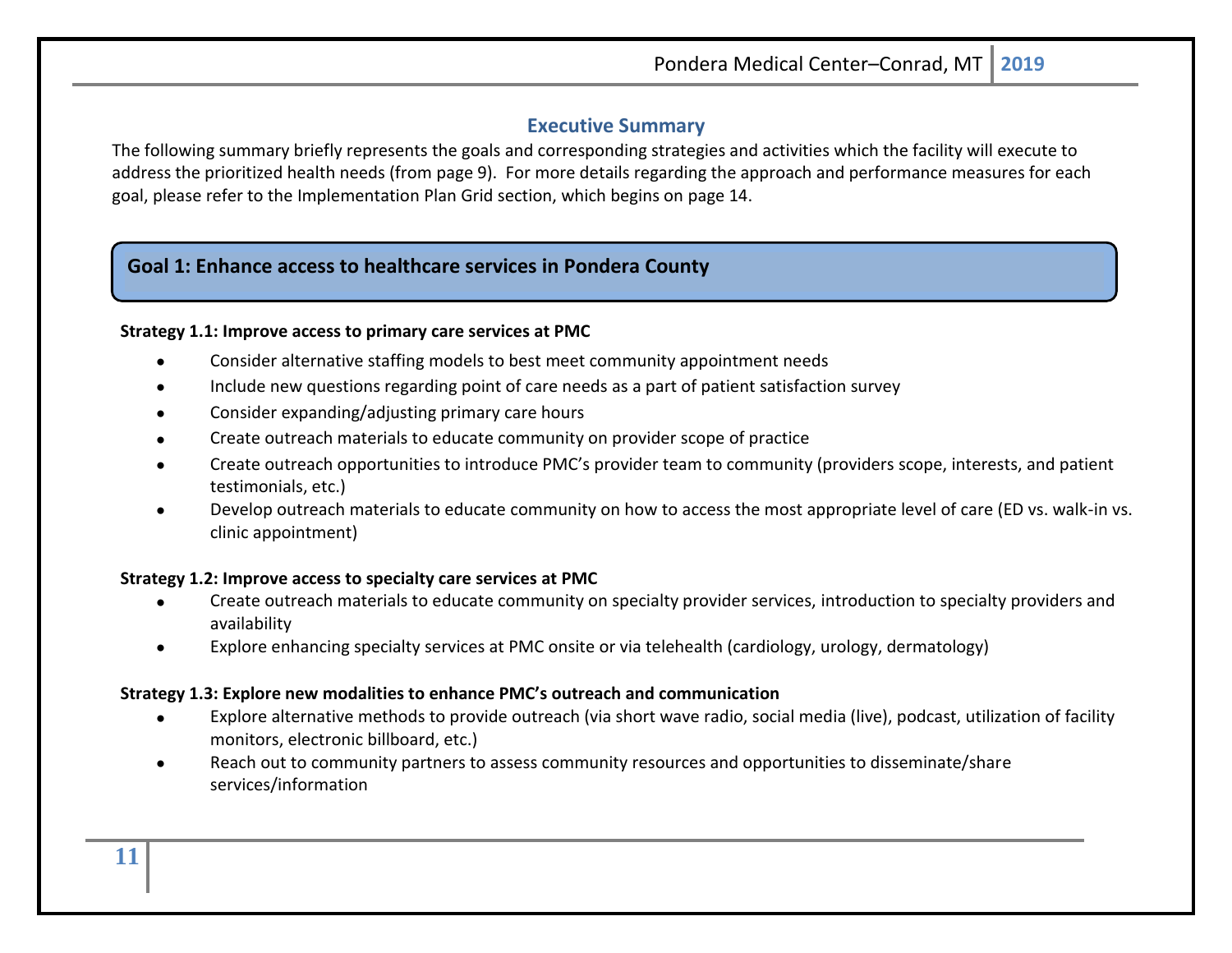## Executive Summary

The following summary briefly represents the goals and corresponding strategies and activities which the facility will execute to address the prioritized health needs (from page 9). For more details regarding the approach and performance measures for each goal, please refer to the Implementation Plan Grid section, which begins on page 14.

### Goal 1: Enhance access to healthcare services in Pondera County

**Strategy 1.1: Improve access to primary care services at PMC**

- Consider alternative staffing models to best meet community appointment needs
- Include new questions regarding point of care needs as a part of patient satisfaction survey
- Consider expanding/adjusting primary care hours
- Create outreach materials to educate community on provider scope of practice
- Create outreach opportunities to introduce PMC's provider team to community (providers scope, interests, and patient testimonials, etc.)
- Develop outreach materials to educate community on how to access the most appropriate level of care (ED vs. walk-in vs. clinic appointment)

**Strategy 1.2: Improve access to specialty care services at PMC**

- Create outreach materials to educate community on specialty provider services, introduction to specialty providers and availability
- Explore enhancing specialty services at PMC onsite or via telehealth (cardiology, urology, dermatology)

**Strategy 1.3: Explore new modalities to enhance PMC's outreach and communication**

- Explore alternative methods to provide outreach (via short wave radio, social media (live), podcast, utilization of facility monitors, electronic billboard, etc.)
- Reach out to community partners to assess community resources and opportunities to disseminate/share services/information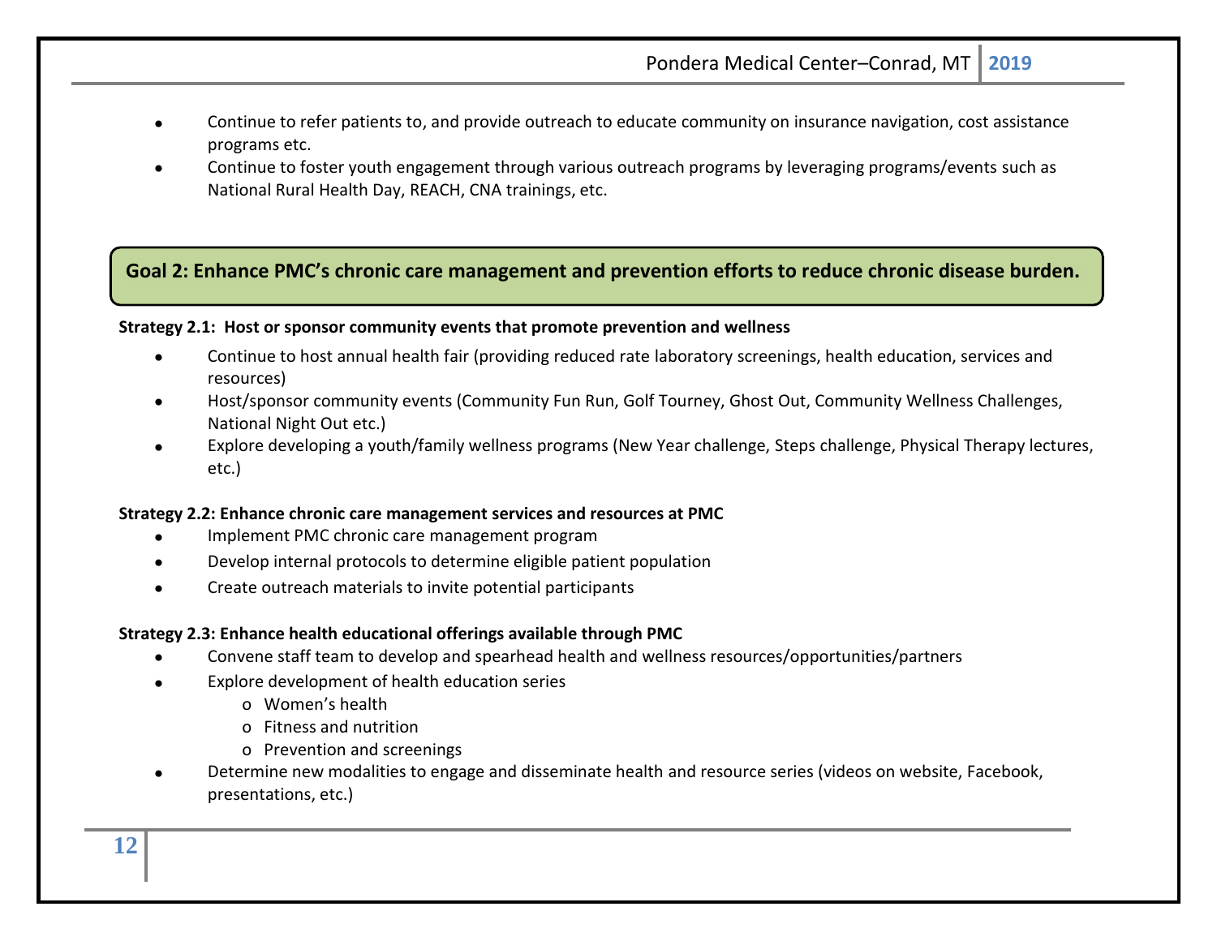- Continue to refer patients to, and provide outreach to educate community on insurance navigation, cost assistance programs etc.
- Continue to foster youth engagement through various outreach programs by leveraging programs/events such as National Rural Health Day, REACH, CNA trainings, etc.

## Goal 2: Enhance PMC's chronic care management and prevention efforts to reduce chronic disease burden.

**Strategy 2.1: Host or sponsor community events that promote prevention and wellness**

- Continue to host annual health fair (providing reduced rate laboratory screenings, health education, services and resources)
- Host/sponsor community events (Community Fun Run, Golf Tourney, Ghost Out, Community Wellness Challenges, National Night Out etc.)
- Explore developing a youth/family wellness programs (New Year challenge, Steps challenge, Physical Therapy lectures, etc.)

**Strategy 2.2: Enhance chronic care management services and resources at PMC**

- Implement PMC chronic care management program
- Develop internal protocols to determine eligible patient population
- Create outreach materials to invite potential participants

**Strategy 2.3: Enhance health educational offerings available through PMC**

- Convene staff team to develop and spearhead health and wellness resources/opportunities/partners
- Explore development of health education series
  - Women's health
  - Fitness and nutrition
  - Prevention and screenings
- Determine new modalities to engage and disseminate health and resource series (videos on website, Facebook, presentations, etc.)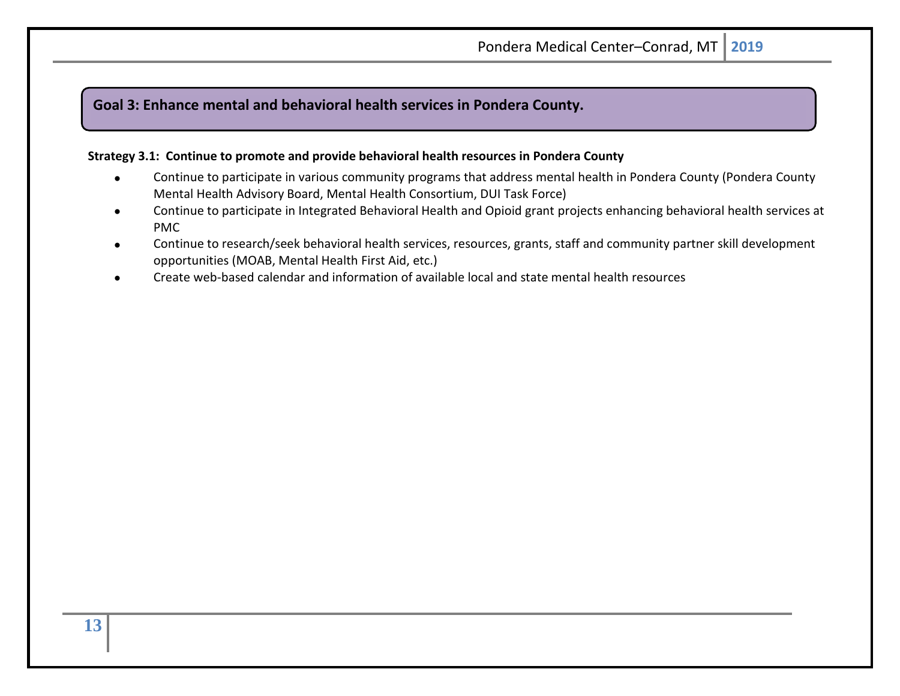## Goal 3: Enhance mental and behavioral health services in Pondera County.

**Strategy 3.1: Continue to promote and provide behavioral health resources in Pondera County**

- Continue to participate in various community programs that address mental health in Pondera County (Pondera County Mental Health Advisory Board, Mental Health Consortium, DUI Task Force)
- Continue to participate in Integrated Behavioral Health and Opioid grant projects enhancing behavioral health services at PMC
- Continue to research/seek behavioral health services, resources, grants, staff and community partner skill development opportunities (MOAB, Mental Health First Aid, etc.)
- Create web-based calendar and information of available local and state mental health resources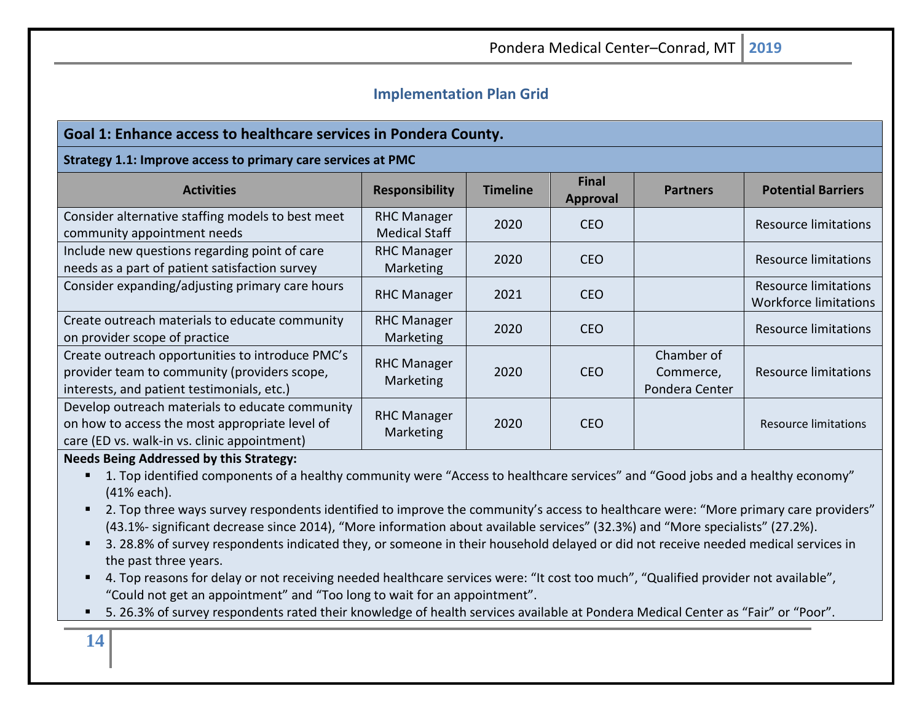## Implementation Plan Grid

**Goal 1: Enhance access to healthcare services in Pondera County.**

**Strategy 1.1: Improve access to primary care services at PMC**

| Activities | Responsibility | Timeline | Final Approval | Partners | Potential Barriers |
|---|---|---|---|---|---|
| Consider alternative staffing models to best meet community appointment needs | RHC Manager Medical Staff | 2020 | CEO | | Resource limitations |
| Include new questions regarding point of care needs as a part of patient satisfaction survey | RHC Manager Marketing | 2020 | CEO | | Resource limitations |
| Consider expanding/adjusting primary care hours | RHC Manager | 2021 | CEO | | Resource limitations Workforce limitations |
| Create outreach materials to educate community on provider scope of practice | RHC Manager Marketing | 2020 | CEO | | Resource limitations |
| Create outreach opportunities to introduce PMC's provider team to community (providers scope, interests, and patient testimonials, etc.) | RHC Manager Marketing | 2020 | CEO | Chamber of Commerce, Pondera Center | Resource limitations |
| Develop outreach materials to educate community on how to access the most appropriate level of care (ED vs. walk-in vs. clinic appointment) | RHC Manager Marketing | 2020 | CEO | | Resource limitations |

**Needs Being Addressed by this Strategy:**

- 1. Top identified components of a healthy community were "Access to healthcare services" and "Good jobs and a healthy economy" (41% each).
- 2. Top three ways survey respondents identified to improve the community's access to healthcare were: "More primary care providers" (43.1%- significant decrease since 2014), "More information about available services" (32.3%) and "More specialists" (27.2%).
- 3. 28.8% of survey respondents indicated they, or someone in their household delayed or did not receive needed medical services in the past three years.
- 4. Top reasons for delay or not receiving needed healthcare services were: "It cost too much", "Qualified provider not available", "Could not get an appointment" and "Too long to wait for an appointment".
- 5. 26.3% of survey respondents rated their knowledge of health services available at Pondera Medical Center as "Fair" or "Poor".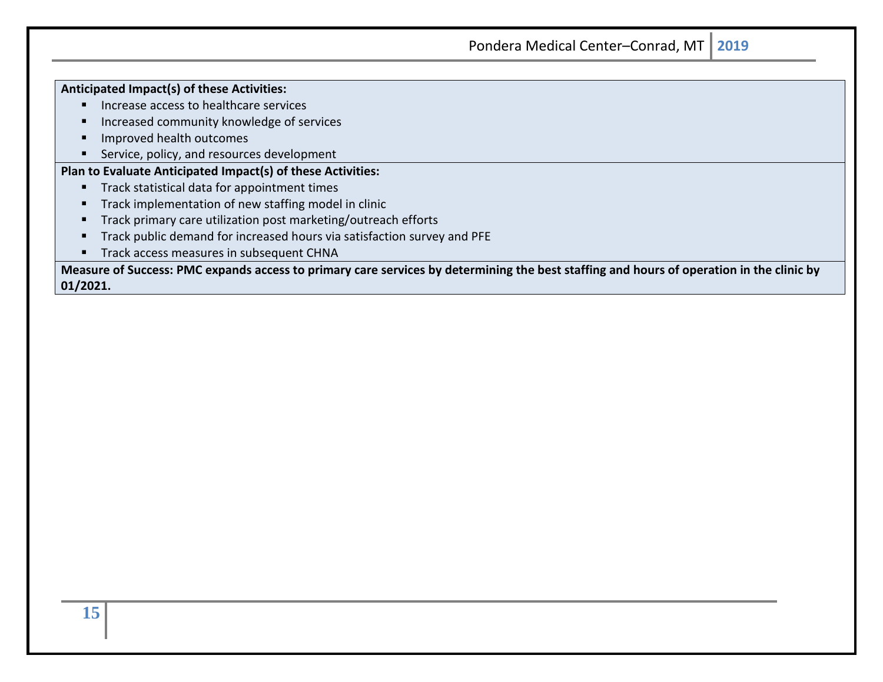**Anticipated Impact(s) of these Activities:**

- Increase access to healthcare services
- Increased community knowledge of services
- Improved health outcomes
- Service, policy, and resources development

**Plan to Evaluate Anticipated Impact(s) of these Activities:**

- Track statistical data for appointment times
- Track implementation of new staffing model in clinic
- Track primary care utilization post marketing/outreach efforts
- Track public demand for increased hours via satisfaction survey and PFE
- Track access measures in subsequent CHNA

**Measure of Success: PMC expands access to primary care services by determining the best staffing and hours of operation in the clinic by 01/2021.**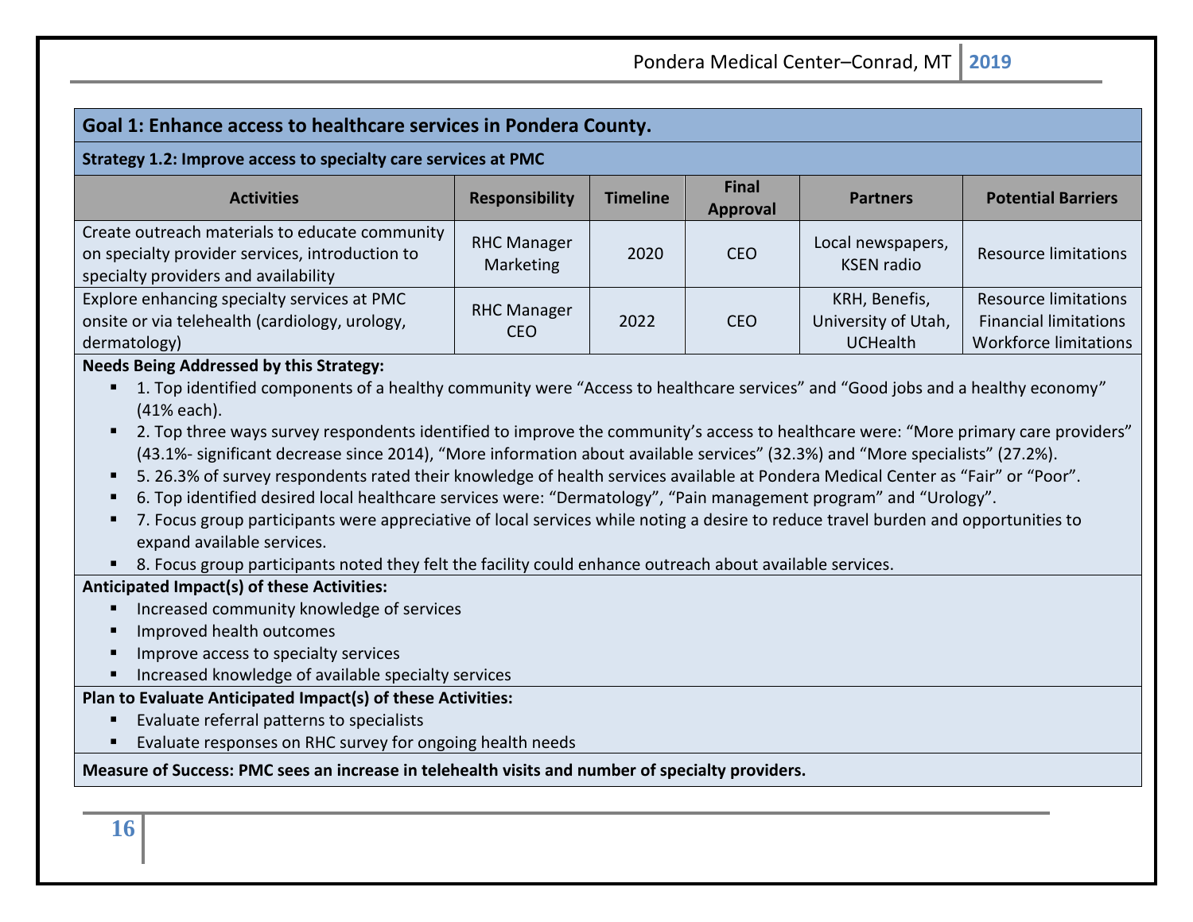## Goal 1: Enhance access to healthcare services in Pondera County.

### Strategy 1.2: Improve access to specialty care services at PMC

| Activities | Responsibility | Timeline | Final Approval | Partners | Potential Barriers |
|---|---|---|---|---|---|
| Create outreach materials to educate community on specialty provider services, introduction to specialty providers and availability | RHC Manager Marketing | 2020 | CEO | Local newspapers, KSEN radio | Resource limitations |
| Explore enhancing specialty services at PMC onsite or via telehealth (cardiology, urology, dermatology) | RHC Manager CEO | 2022 | CEO | KRH, Benefis, University of Utah, UCHealth | Resource limitations Financial limitations Workforce limitations |

**Needs Being Addressed by this Strategy:**

- 1. Top identified components of a healthy community were "Access to healthcare services" and "Good jobs and a healthy economy" (41% each).
- 2. Top three ways survey respondents identified to improve the community's access to healthcare were: "More primary care providers" (43.1%- significant decrease since 2014), "More information about available services" (32.3%) and "More specialists" (27.2%).
- 5. 26.3% of survey respondents rated their knowledge of health services available at Pondera Medical Center as "Fair" or "Poor".
- 6. Top identified desired local healthcare services were: "Dermatology", "Pain management program" and "Urology".
- 7. Focus group participants were appreciative of local services while noting a desire to reduce travel burden and opportunities to expand available services.
- 8. Focus group participants noted they felt the facility could enhance outreach about available services.

**Anticipated Impact(s) of these Activities:**

- Increased community knowledge of services
- Improved health outcomes
- Improve access to specialty services
- Increased knowledge of available specialty services

**Plan to Evaluate Anticipated Impact(s) of these Activities:**

- Evaluate referral patterns to specialists
- Evaluate responses on RHC survey for ongoing health needs

**Measure of Success: PMC sees an increase in telehealth visits and number of specialty providers.**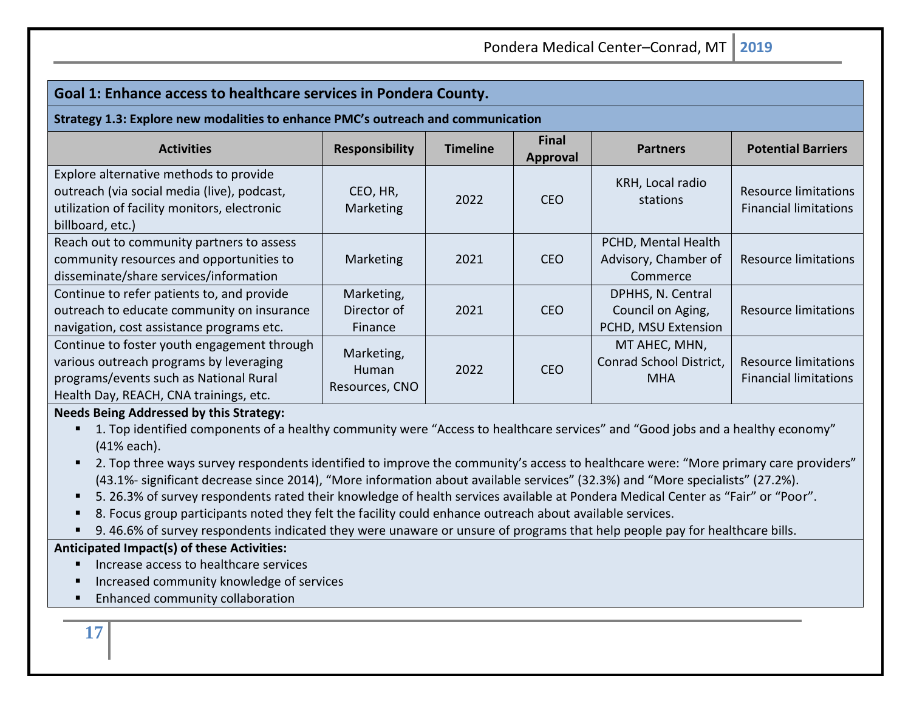## Goal 1: Enhance access to healthcare services in Pondera County.

### Strategy 1.3: Explore new modalities to enhance PMC's outreach and communication

| Activities | Responsibility | Timeline | Final Approval | Partners | Potential Barriers |
|---|---|---|---|---|---|
| Explore alternative methods to provide outreach (via social media (live), podcast, utilization of facility monitors, electronic billboard, etc.) | CEO, HR, Marketing | 2022 | CEO | KRH, Local radio stations | Resource limitations<br>Financial limitations |
| Reach out to community partners to assess community resources and opportunities to disseminate/share services/information | Marketing | 2021 | CEO | PCHD, Mental Health Advisory, Chamber of Commerce | Resource limitations |
| Continue to refer patients to, and provide outreach to educate community on insurance navigation, cost assistance programs etc. | Marketing, Director of Finance | 2021 | CEO | DPHHS, N. Central Council on Aging, PCHD, MSU Extension | Resource limitations |
| Continue to foster youth engagement through various outreach programs by leveraging programs/events such as National Rural Health Day, REACH, CNA trainings, etc. | Marketing, Human Resources, CNO | 2022 | CEO | MT AHEC, MHN, Conrad School District, MHA | Resource limitations<br>Financial limitations |

**Needs Being Addressed by this Strategy:**

- 1. Top identified components of a healthy community were "Access to healthcare services" and "Good jobs and a healthy economy" (41% each).
- 2. Top three ways survey respondents identified to improve the community's access to healthcare were: "More primary care providers" (43.1%- significant decrease since 2014), "More information about available services" (32.3%) and "More specialists" (27.2%).
- 5. 26.3% of survey respondents rated their knowledge of health services available at Pondera Medical Center as "Fair" or "Poor".
- 8. Focus group participants noted they felt the facility could enhance outreach about available services.
- 9. 46.6% of survey respondents indicated they were unaware or unsure of programs that help people pay for healthcare bills.

**Anticipated Impact(s) of these Activities:**

- Increase access to healthcare services
- Increased community knowledge of services
- Enhanced community collaboration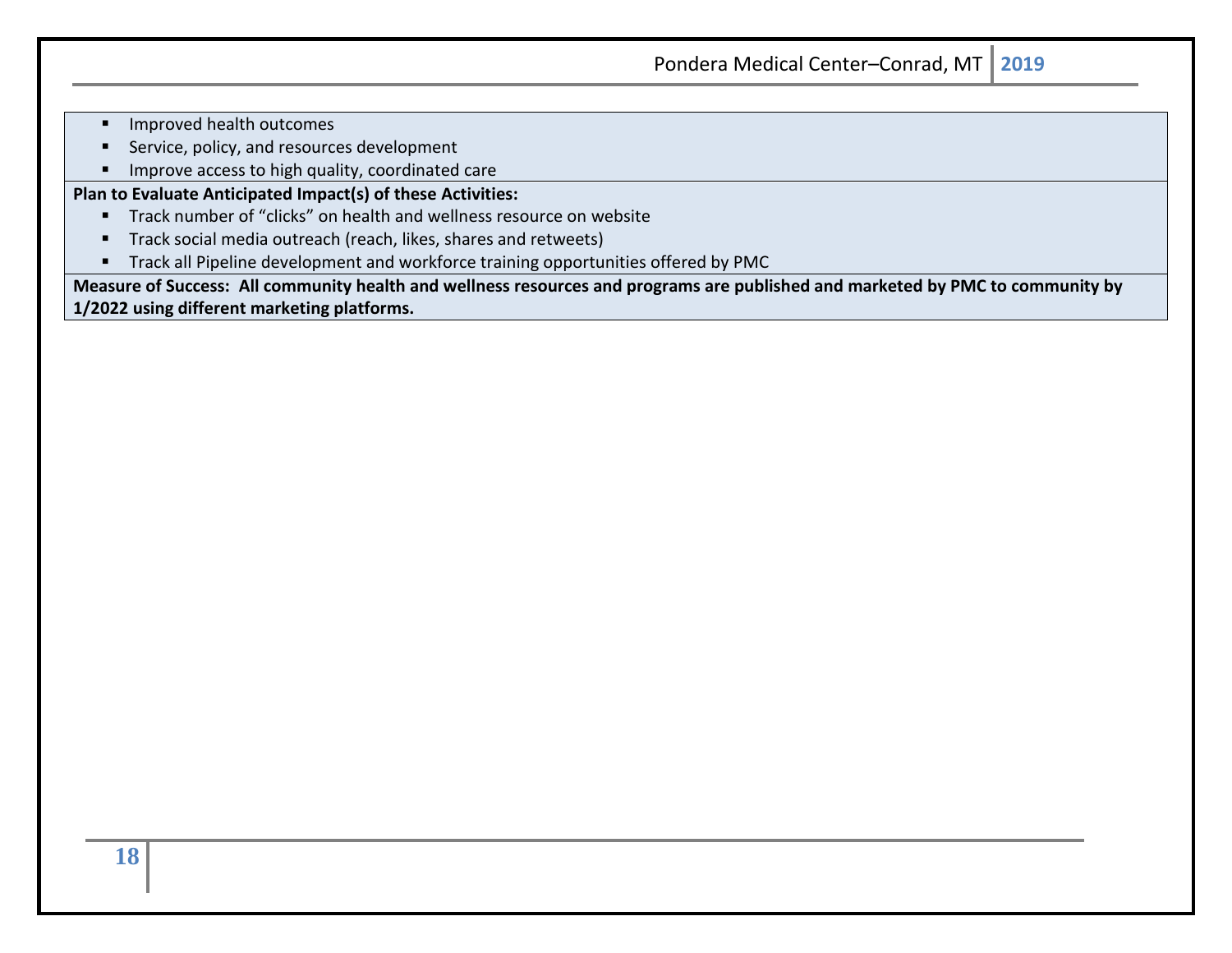- Improved health outcomes
- Service, policy, and resources development
- Improve access to high quality, coordinated care

**Plan to Evaluate Anticipated Impact(s) of these Activities:**

- Track number of "clicks" on health and wellness resource on website
- Track social media outreach (reach, likes, shares and retweets)
- Track all Pipeline development and workforce training opportunities offered by PMC

**Measure of Success: All community health and wellness resources and programs are published and marketed by PMC to community by 1/2022 using different marketing platforms.**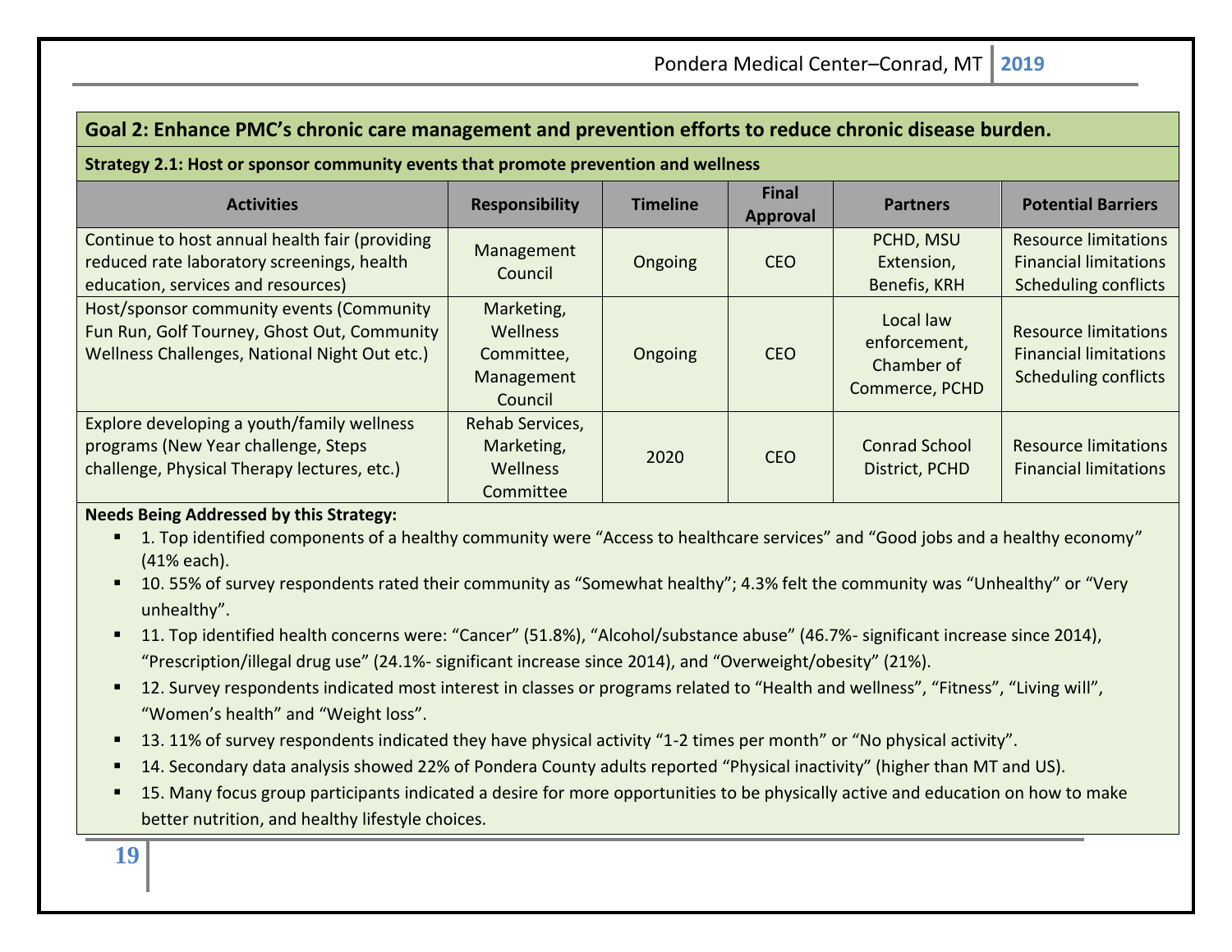## Goal 2: Enhance PMC's chronic care management and prevention efforts to reduce chronic disease burden.

### Strategy 2.1: Host or sponsor community events that promote prevention and wellness

| Activities | Responsibility | Timeline | Final Approval | Partners | Potential Barriers |
|---|---|---|---|---|---|
| Continue to host annual health fair (providing reduced rate laboratory screenings, health education, services and resources) | Management Council | Ongoing | CEO | PCHD, MSU Extension, Benefis, KRH | Resource limitations Financial limitations Scheduling conflicts |
| Host/sponsor community events (Community Fun Run, Golf Tourney, Ghost Out, Community Wellness Challenges, National Night Out etc.) | Marketing, Wellness Committee, Management Council | Ongoing | CEO | Local law enforcement, Chamber of Commerce, PCHD | Resource limitations Financial limitations Scheduling conflicts |
| Explore developing a youth/family wellness programs (New Year challenge, Steps challenge, Physical Therapy lectures, etc.) | Rehab Services, Marketing, Wellness Committee | 2020 | CEO | Conrad School District, PCHD | Resource limitations Financial limitations |

**Needs Being Addressed by this Strategy:**

- 1. Top identified components of a healthy community were "Access to healthcare services" and "Good jobs and a healthy economy" (41% each).
- 10. 55% of survey respondents rated their community as "Somewhat healthy"; 4.3% felt the community was "Unhealthy" or "Very unhealthy".
- 11. Top identified health concerns were: "Cancer" (51.8%), "Alcohol/substance abuse" (46.7%- significant increase since 2014), "Prescription/illegal drug use" (24.1%- significant increase since 2014), and "Overweight/obesity" (21%).
- 12. Survey respondents indicated most interest in classes or programs related to "Health and wellness", "Fitness", "Living will", "Women's health" and "Weight loss".
- 13. 11% of survey respondents indicated they have physical activity "1-2 times per month" or "No physical activity".
- 14. Secondary data analysis showed 22% of Pondera County adults reported "Physical inactivity" (higher than MT and US).
- 15. Many focus group participants indicated a desire for more opportunities to be physically active and education on how to make better nutrition, and healthy lifestyle choices.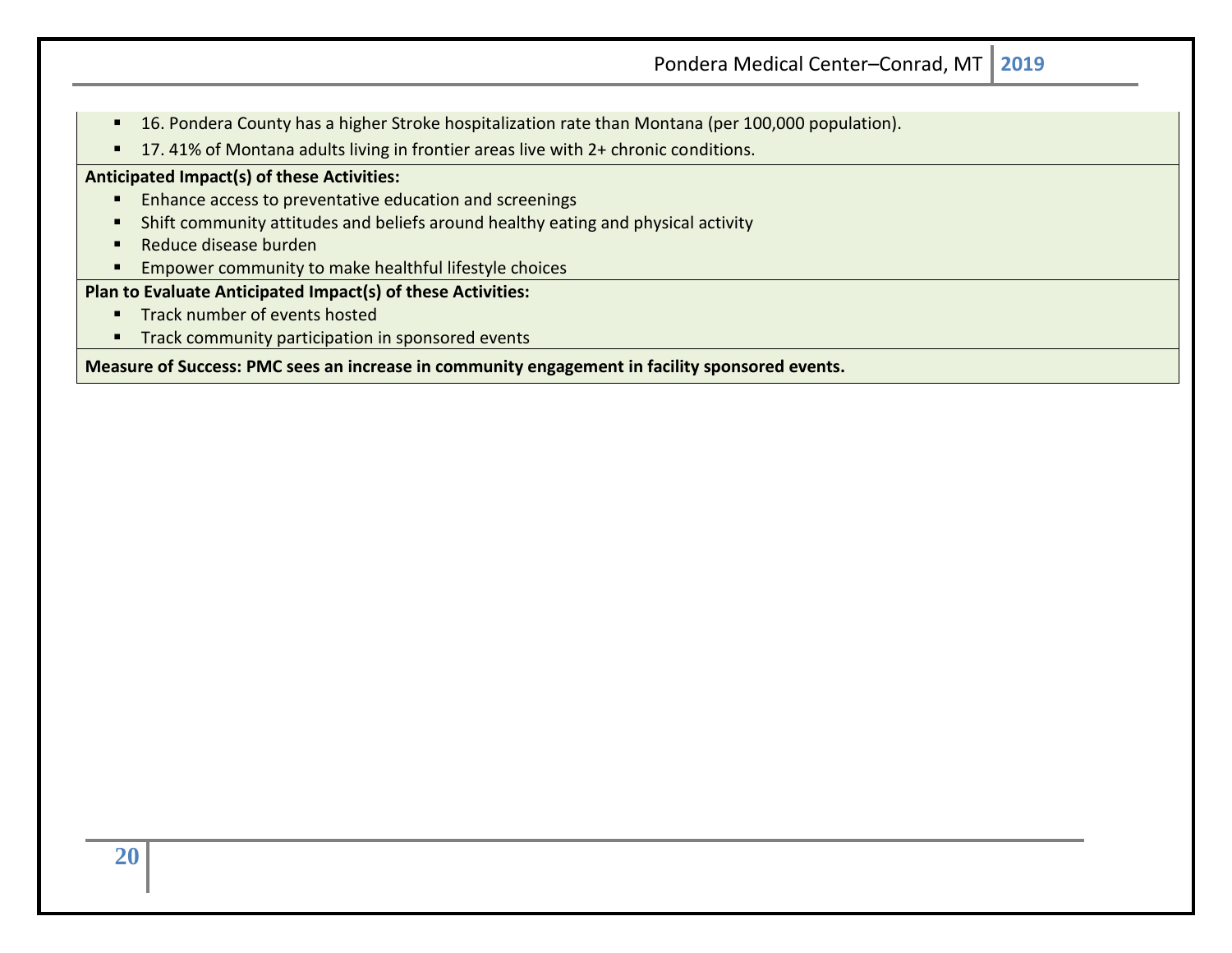- 16. Pondera County has a higher Stroke hospitalization rate than Montana (per 100,000 population).
- 17. 41% of Montana adults living in frontier areas live with 2+ chronic conditions.

**Anticipated Impact(s) of these Activities:**

- Enhance access to preventative education and screenings
- Shift community attitudes and beliefs around healthy eating and physical activity
- Reduce disease burden
- Empower community to make healthful lifestyle choices

**Plan to Evaluate Anticipated Impact(s) of these Activities:**

- Track number of events hosted
- Track community participation in sponsored events

**Measure of Success: PMC sees an increase in community engagement in facility sponsored events.**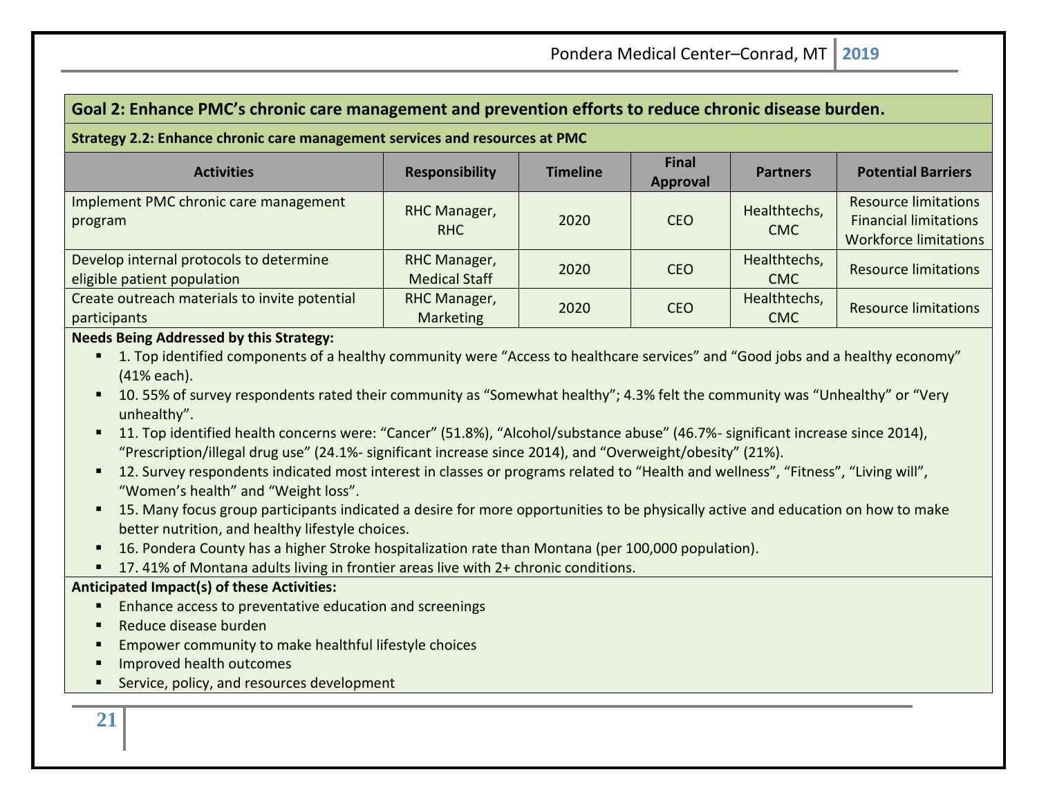## Goal 2: Enhance PMC's chronic care management and prevention efforts to reduce chronic disease burden.

**Strategy 2.2: Enhance chronic care management services and resources at PMC**

| Activities | Responsibility | Timeline | Final Approval | Partners | Potential Barriers |
|---|---|---|---|---|---|
| Implement PMC chronic care management program | RHC Manager, RHC | 2020 | CEO | Healthtechs, CMC | Resource limitations<br>Financial limitations<br>Workforce limitations |
| Develop internal protocols to determine eligible patient population | RHC Manager, Medical Staff | 2020 | CEO | Healthtechs, CMC | Resource limitations |
| Create outreach materials to invite potential participants | RHC Manager, Marketing | 2020 | CEO | Healthtechs, CMC | Resource limitations |

**Needs Being Addressed by this Strategy:**

- 1. Top identified components of a healthy community were "Access to healthcare services" and "Good jobs and a healthy economy" (41% each).
- 10. 55% of survey respondents rated their community as "Somewhat healthy"; 4.3% felt the community was "Unhealthy" or "Very unhealthy".
- 11. Top identified health concerns were: "Cancer" (51.8%), "Alcohol/substance abuse" (46.7%- significant increase since 2014), "Prescription/illegal drug use" (24.1%- significant increase since 2014), and "Overweight/obesity" (21%).
- 12. Survey respondents indicated most interest in classes or programs related to "Health and wellness", "Fitness", "Living will", "Women's health" and "Weight loss".
- 15. Many focus group participants indicated a desire for more opportunities to be physically active and education on how to make better nutrition, and healthy lifestyle choices.
- 16. Pondera County has a higher Stroke hospitalization rate than Montana (per 100,000 population).
- 17. 41% of Montana adults living in frontier areas live with 2+ chronic conditions.

**Anticipated Impact(s) of these Activities:**

- Enhance access to preventative education and screenings
- Reduce disease burden
- Empower community to make healthful lifestyle choices
- Improved health outcomes
- Service, policy, and resources development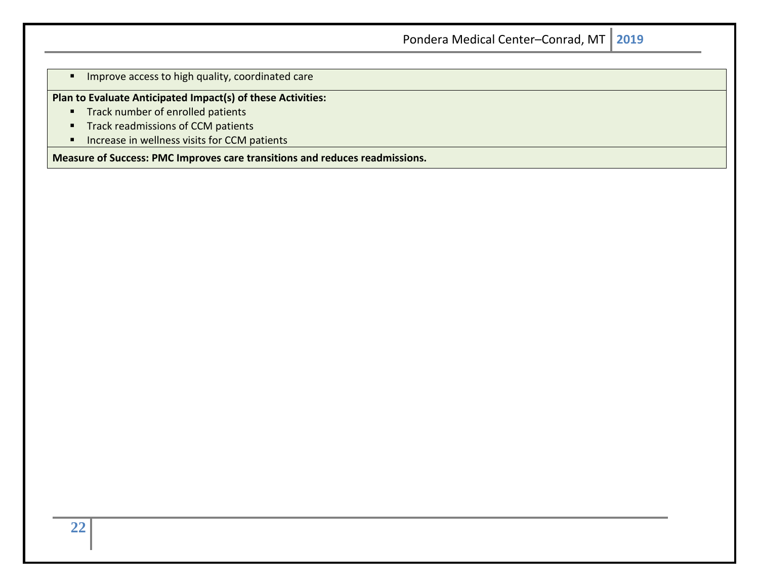- Improve access to high quality, coordinated care

**Plan to Evaluate Anticipated Impact(s) of these Activities:**

- Track number of enrolled patients
- Track readmissions of CCM patients
- Increase in wellness visits for CCM patients

**Measure of Success: PMC Improves care transitions and reduces readmissions.**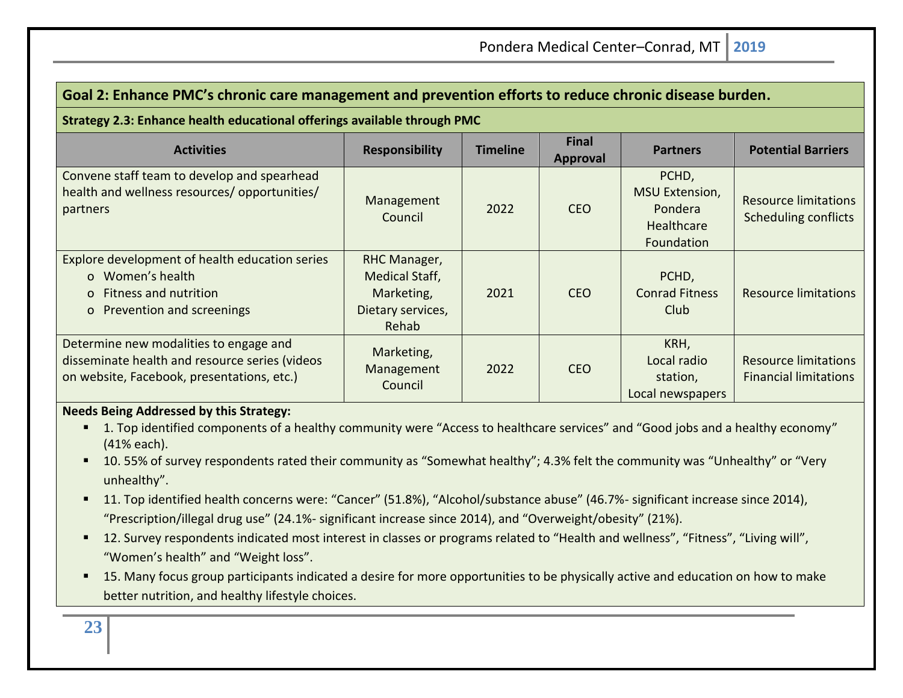## Goal 2: Enhance PMC's chronic care management and prevention efforts to reduce chronic disease burden.

**Strategy 2.3: Enhance health educational offerings available through PMC**

| Activities | Responsibility | Timeline | Final Approval | Partners | Potential Barriers |
|---|---|---|---|---|---|
| Convene staff team to develop and spearhead health and wellness resources/ opportunities/ partners | Management Council | 2022 | CEO | PCHD, MSU Extension, Pondera Healthcare Foundation | Resource limitations Scheduling conflicts |
| Explore development of health education series<br>o Women's health<br>o Fitness and nutrition<br>o Prevention and screenings | RHC Manager, Medical Staff, Marketing, Dietary services, Rehab | 2021 | CEO | PCHD, Conrad Fitness Club | Resource limitations |
| Determine new modalities to engage and disseminate health and resource series (videos on website, Facebook, presentations, etc.) | Marketing, Management Council | 2022 | CEO | KRH, Local radio station, Local newspapers | Resource limitations Financial limitations |

**Needs Being Addressed by this Strategy:**

- 1. Top identified components of a healthy community were "Access to healthcare services" and "Good jobs and a healthy economy" (41% each).
- 10. 55% of survey respondents rated their community as "Somewhat healthy"; 4.3% felt the community was "Unhealthy" or "Very unhealthy".
- 11. Top identified health concerns were: "Cancer" (51.8%), "Alcohol/substance abuse" (46.7%- significant increase since 2014), "Prescription/illegal drug use" (24.1%- significant increase since 2014), and "Overweight/obesity" (21%).
- 12. Survey respondents indicated most interest in classes or programs related to "Health and wellness", "Fitness", "Living will", "Women's health" and "Weight loss".
- 15. Many focus group participants indicated a desire for more opportunities to be physically active and education on how to make better nutrition, and healthy lifestyle choices.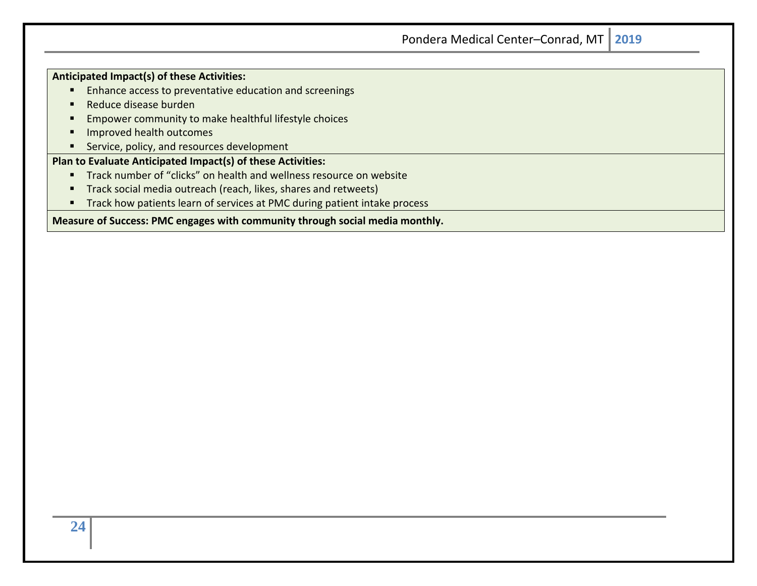**Anticipated Impact(s) of these Activities:**

- Enhance access to preventative education and screenings
- Reduce disease burden
- Empower community to make healthful lifestyle choices
- Improved health outcomes
- Service, policy, and resources development

**Plan to Evaluate Anticipated Impact(s) of these Activities:**

- Track number of "clicks" on health and wellness resource on website
- Track social media outreach (reach, likes, shares and retweets)
- Track how patients learn of services at PMC during patient intake process

**Measure of Success: PMC engages with community through social media monthly.**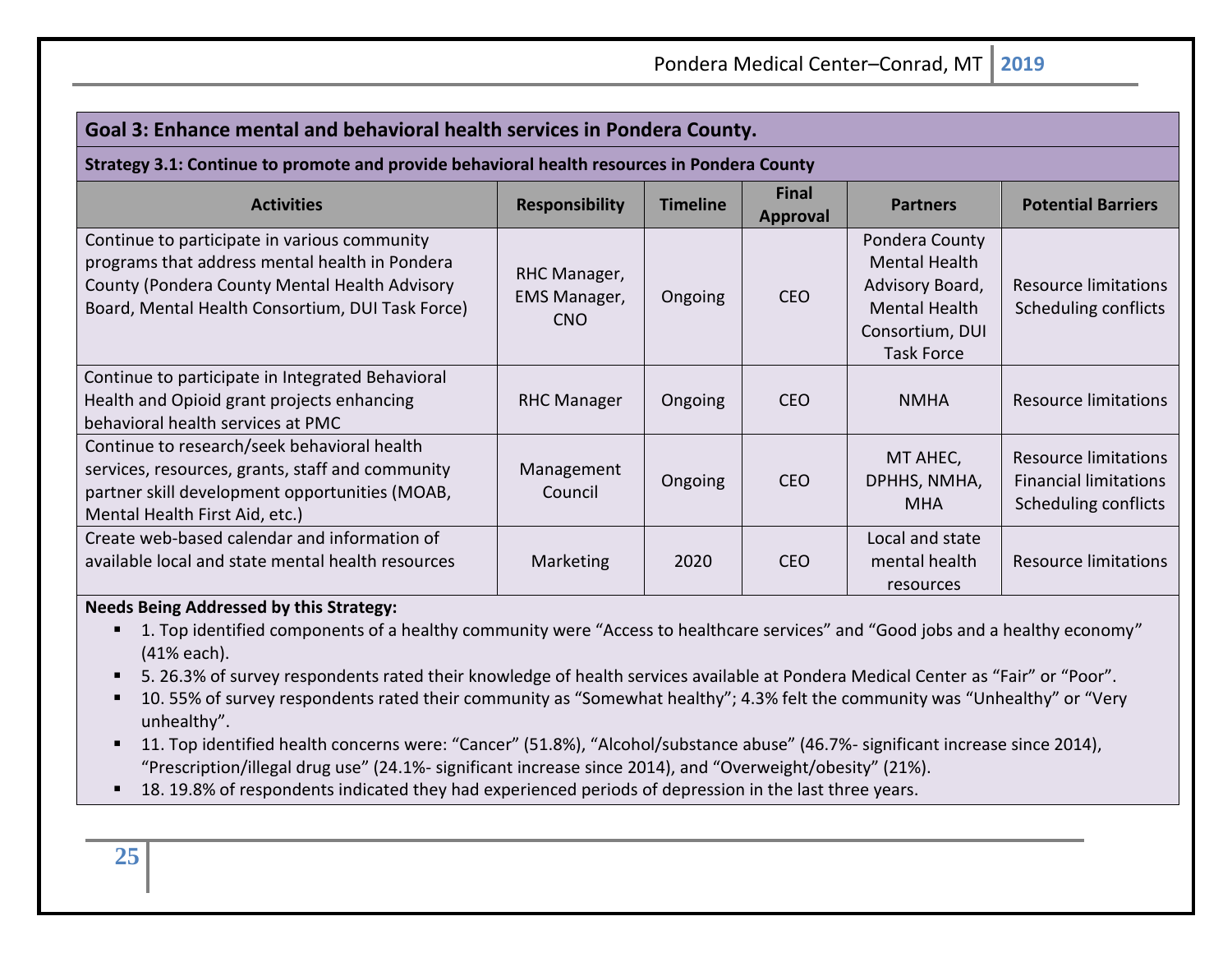## Goal 3: Enhance mental and behavioral health services in Pondera County.

### Strategy 3.1: Continue to promote and provide behavioral health resources in Pondera County

| Activities | Responsibility | Timeline | Final Approval | Partners | Potential Barriers |
|---|---|---|---|---|---|
| Continue to participate in various community programs that address mental health in Pondera County (Pondera County Mental Health Advisory Board, Mental Health Consortium, DUI Task Force) | RHC Manager, EMS Manager, CNO | Ongoing | CEO | Pondera County Mental Health Advisory Board, Mental Health Consortium, DUI Task Force | Resource limitations<br>Scheduling conflicts |
| Continue to participate in Integrated Behavioral Health and Opioid grant projects enhancing behavioral health services at PMC | RHC Manager | Ongoing | CEO | NMHA | Resource limitations |
| Continue to research/seek behavioral health services, resources, grants, staff and community partner skill development opportunities (MOAB, Mental Health First Aid, etc.) | Management Council | Ongoing | CEO | MT AHEC, DPHHS, NMHA, MHA | Resource limitations<br>Financial limitations<br>Scheduling conflicts |
| Create web-based calendar and information of available local and state mental health resources | Marketing | 2020 | CEO | Local and state mental health resources | Resource limitations |

**Needs Being Addressed by this Strategy:**

- 1. Top identified components of a healthy community were "Access to healthcare services" and "Good jobs and a healthy economy" (41% each).
- 5. 26.3% of survey respondents rated their knowledge of health services available at Pondera Medical Center as "Fair" or "Poor".
- 10. 55% of survey respondents rated their community as "Somewhat healthy"; 4.3% felt the community was "Unhealthy" or "Very unhealthy".
- 11. Top identified health concerns were: "Cancer" (51.8%), "Alcohol/substance abuse" (46.7%- significant increase since 2014), "Prescription/illegal drug use" (24.1%- significant increase since 2014), and "Overweight/obesity" (21%).
- 18. 19.8% of respondents indicated they had experienced periods of depression in the last three years.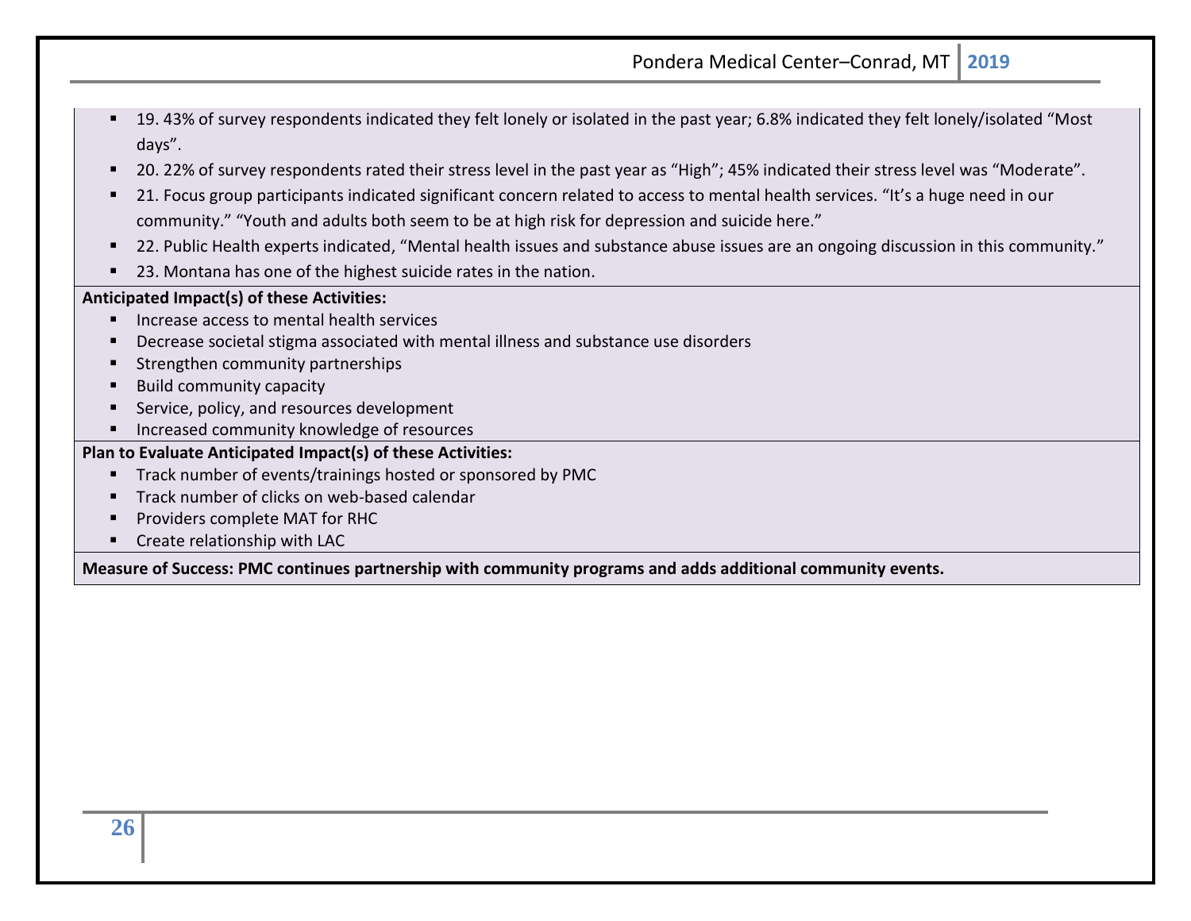- 19. 43% of survey respondents indicated they felt lonely or isolated in the past year; 6.8% indicated they felt lonely/isolated "Most days".
- 20. 22% of survey respondents rated their stress level in the past year as "High"; 45% indicated their stress level was "Moderate".
- 21. Focus group participants indicated significant concern related to access to mental health services. "It's a huge need in our community." "Youth and adults both seem to be at high risk for depression and suicide here."
- 22. Public Health experts indicated, "Mental health issues and substance abuse issues are an ongoing discussion in this community."
- 23. Montana has one of the highest suicide rates in the nation.

**Anticipated Impact(s) of these Activities:**

- Increase access to mental health services
- Decrease societal stigma associated with mental illness and substance use disorders
- Strengthen community partnerships
- Build community capacity
- Service, policy, and resources development
- Increased community knowledge of resources

**Plan to Evaluate Anticipated Impact(s) of these Activities:**

- Track number of events/trainings hosted or sponsored by PMC
- Track number of clicks on web-based calendar
- Providers complete MAT for RHC
- Create relationship with LAC

**Measure of Success: PMC continues partnership with community programs and adds additional community events.**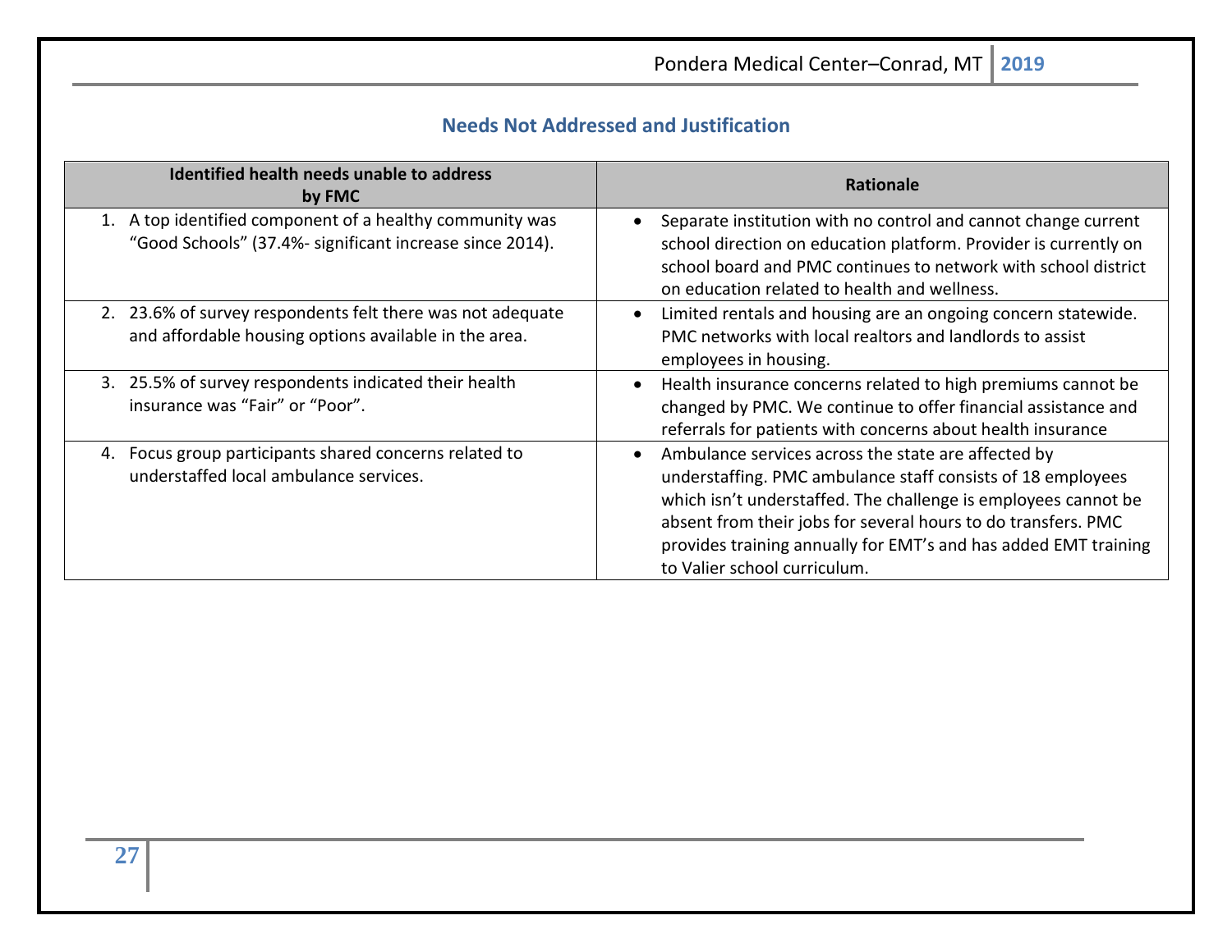## Needs Not Addressed and Justification

| Identified health needs unable to address by FMC | Rationale |
|---|---|
| 1. A top identified component of a healthy community was "Good Schools" (37.4%- significant increase since 2014). | • Separate institution with no control and cannot change current school direction on education platform. Provider is currently on school board and PMC continues to network with school district on education related to health and wellness. |
| 2. 23.6% of survey respondents felt there was not adequate and affordable housing options available in the area. | • Limited rentals and housing are an ongoing concern statewide. PMC networks with local realtors and landlords to assist employees in housing. |
| 3. 25.5% of survey respondents indicated their health insurance was "Fair" or "Poor". | • Health insurance concerns related to high premiums cannot be changed by PMC. We continue to offer financial assistance and referrals for patients with concerns about health insurance |
| 4. Focus group participants shared concerns related to understaffed local ambulance services. | • Ambulance services across the state are affected by understaffing. PMC ambulance staff consists of 18 employees which isn't understaffed. The challenge is employees cannot be absent from their jobs for several hours to do transfers. PMC provides training annually for EMT's and has added EMT training to Valier school curriculum. |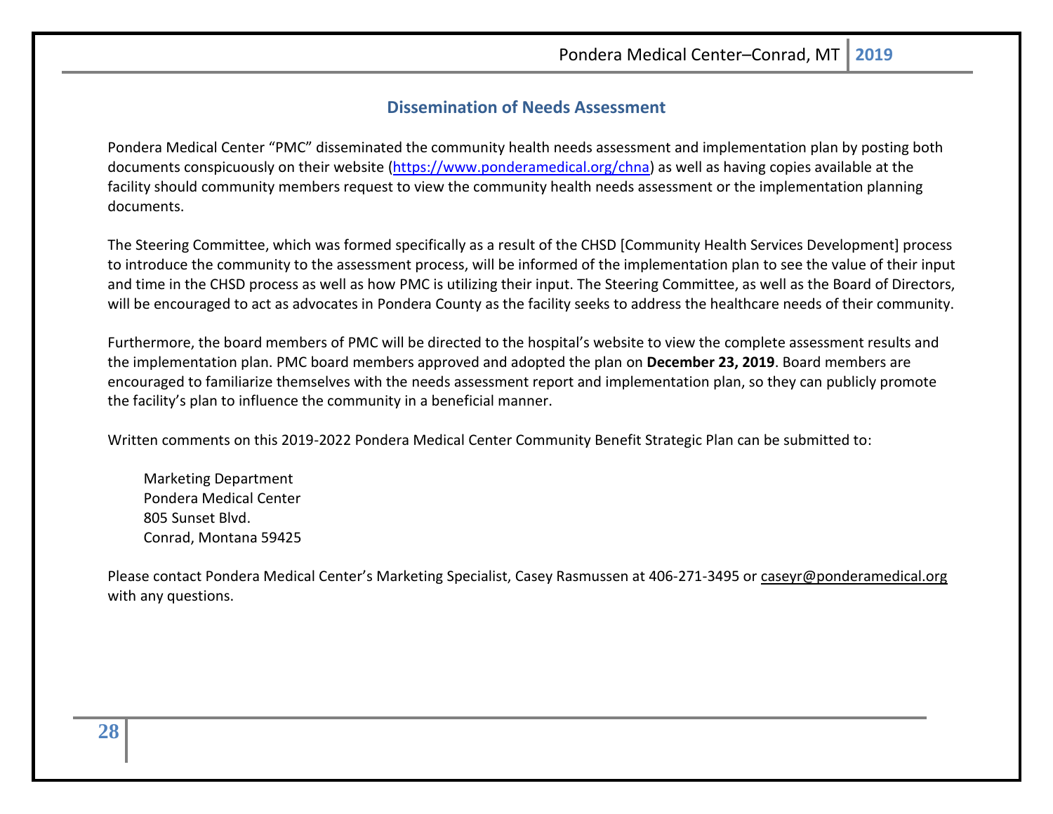## Dissemination of Needs Assessment

Pondera Medical Center "PMC" disseminated the community health needs assessment and implementation plan by posting both documents conspicuously on their website (https://www.ponderamedical.org/chna) as well as having copies available at the facility should community members request to view the community health needs assessment or the implementation planning documents.

The Steering Committee, which was formed specifically as a result of the CHSD [Community Health Services Development] process to introduce the community to the assessment process, will be informed of the implementation plan to see the value of their input and time in the CHSD process as well as how PMC is utilizing their input. The Steering Committee, as well as the Board of Directors, will be encouraged to act as advocates in Pondera County as the facility seeks to address the healthcare needs of their community.

Furthermore, the board members of PMC will be directed to the hospital's website to view the complete assessment results and the implementation plan. PMC board members approved and adopted the plan on **December 23, 2019**. Board members are encouraged to familiarize themselves with the needs assessment report and implementation plan, so they can publicly promote the facility's plan to influence the community in a beneficial manner.

Written comments on this 2019-2022 Pondera Medical Center Community Benefit Strategic Plan can be submitted to:

Marketing Department
Pondera Medical Center
805 Sunset Blvd.
Conrad, Montana 59425

Please contact Pondera Medical Center's Marketing Specialist, Casey Rasmussen at 406-271-3495 or caseyr@ponderamedical.org with any questions.